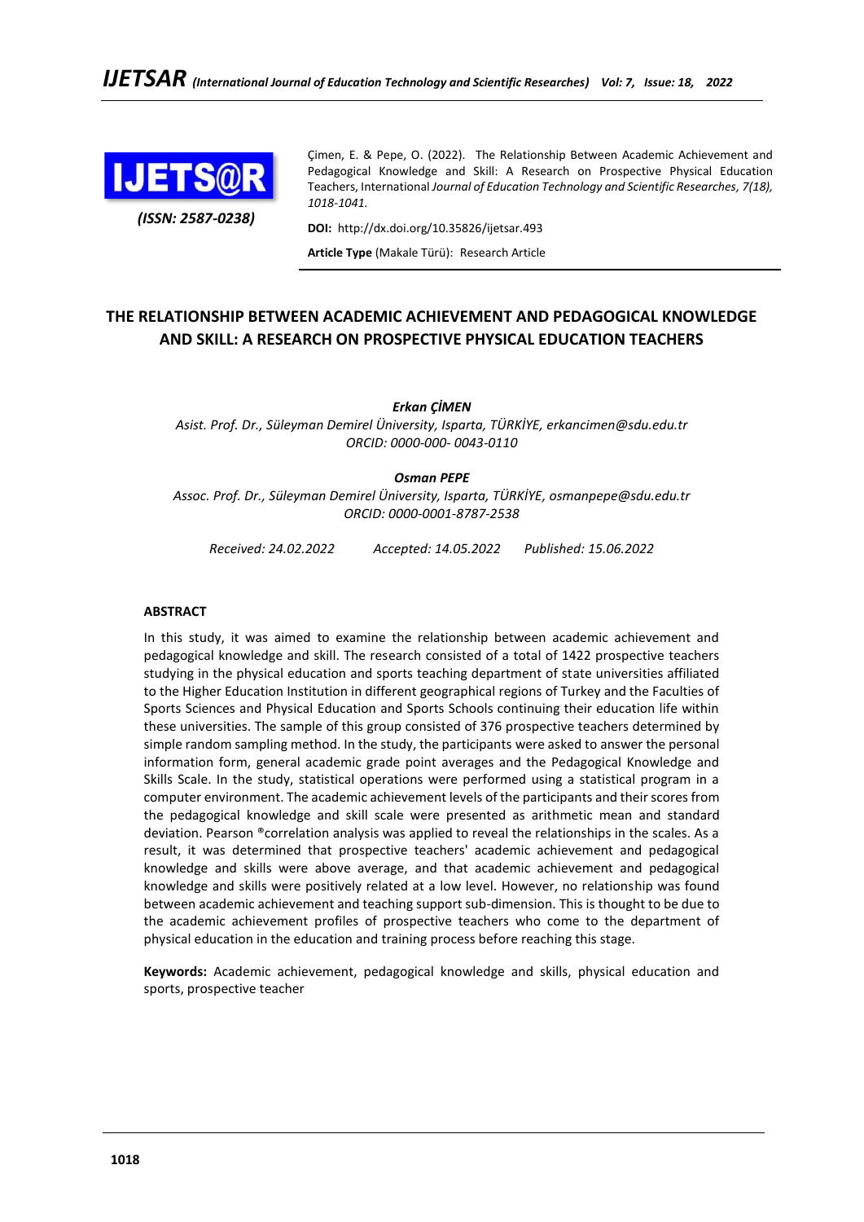(ISSN: 2587-0238)

Çimen, E. & Pepe, O. (2022). The Relationship Between Academic Achievement and Pedagogical Knowledge and Skill: A Research on Prospective Physical Education Teachers, International *Journal of Education Technology and Scientific Researches, 7(18), 1018-1041.*

**DOI:** http://dx.doi.org/10.35826/ijetsar.493

**Article Type** (Makale Türü): Research Article

# THE RELATIONSHIP BETWEEN ACADEMIC ACHIEVEMENT AND PEDAGOGICAL KNOWLEDGE AND SKILL: A RESEARCH ON PROSPECTIVE PHYSICAL EDUCATION TEACHERS

***Erkan ÇİMEN***

*Asist. Prof. Dr., Süleyman Demirel Üniversity, Isparta, TÜRKİYE, erkancimen@sdu.edu.tr*
*ORCID: 0000-000- 0043-0110*

***Osman PEPE***

*Assoc. Prof. Dr., Süleyman Demirel Üniversity, Isparta, TÜRKİYE, osmanpepe@sdu.edu.tr*
*ORCID: 0000-0001-8787-2538*

*Received: 24.02.2022 Accepted: 14.05.2022 Published: 15.06.2022*

## ABSTRACT

In this study, it was aimed to examine the relationship between academic achievement and pedagogical knowledge and skill. The research consisted of a total of 1422 prospective teachers studying in the physical education and sports teaching department of state universities affiliated to the Higher Education Institution in different geographical regions of Turkey and the Faculties of Sports Sciences and Physical Education and Sports Schools continuing their education life within these universities. The sample of this group consisted of 376 prospective teachers determined by simple random sampling method. In the study, the participants were asked to answer the personal information form, general academic grade point averages and the Pedagogical Knowledge and Skills Scale. In the study, statistical operations were performed using a statistical program in a computer environment. The academic achievement levels of the participants and their scores from the pedagogical knowledge and skill scale were presented as arithmetic mean and standard deviation. Pearson ®correlation analysis was applied to reveal the relationships in the scales. As a result, it was determined that prospective teachers' academic achievement and pedagogical knowledge and skills were above average, and that academic achievement and pedagogical knowledge and skills were positively related at a low level. However, no relationship was found between academic achievement and teaching support sub-dimension. This is thought to be due to the academic achievement profiles of prospective teachers who come to the department of physical education in the education and training process before reaching this stage.

**Keywords:** Academic achievement, pedagogical knowledge and skills, physical education and sports, prospective teacher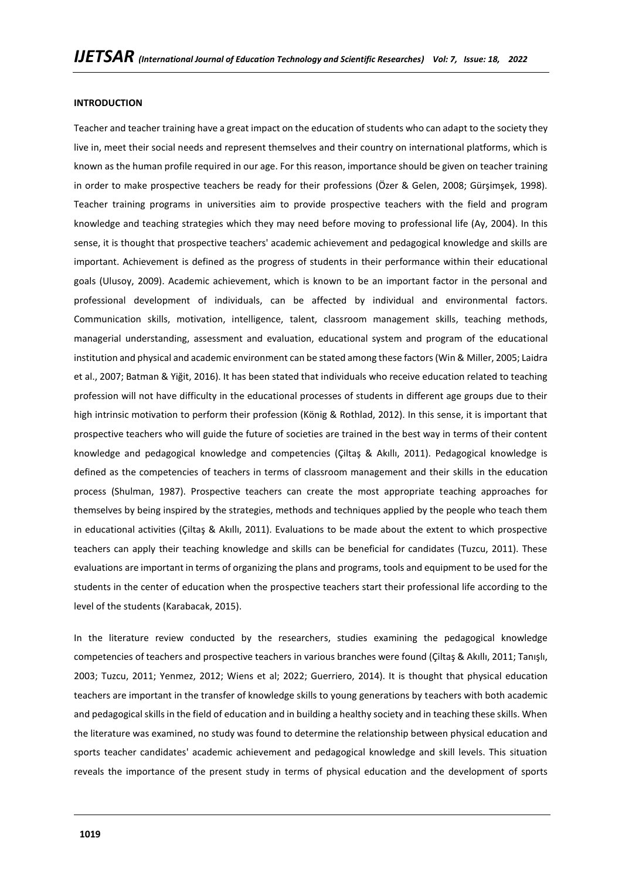#### INTRODUCTION

Teacher and teacher training have a great impact on the education of students who can adapt to the society they live in, meet their social needs and represent themselves and their country on international platforms, which is known as the human profile required in our age. For this reason, importance should be given on teacher training in order to make prospective teachers be ready for their professions (Özer & Gelen, 2008; Gürşimşek, 1998). Teacher training programs in universities aim to provide prospective teachers with the field and program knowledge and teaching strategies which they may need before moving to professional life (Ay, 2004). In this sense, it is thought that prospective teachers' academic achievement and pedagogical knowledge and skills are important. Achievement is defined as the progress of students in their performance within their educational goals (Ulusoy, 2009). Academic achievement, which is known to be an important factor in the personal and professional development of individuals, can be affected by individual and environmental factors. Communication skills, motivation, intelligence, talent, classroom management skills, teaching methods, managerial understanding, assessment and evaluation, educational system and program of the educational institution and physical and academic environment can be stated among these factors (Win & Miller, 2005; Laidra et al., 2007; Batman & Yiğit, 2016). It has been stated that individuals who receive education related to teaching profession will not have difficulty in the educational processes of students in different age groups due to their high intrinsic motivation to perform their profession (König & Rothlad, 2012). In this sense, it is important that prospective teachers who will guide the future of societies are trained in the best way in terms of their content knowledge and pedagogical knowledge and competencies (Çiltaş & Akıllı, 2011). Pedagogical knowledge is defined as the competencies of teachers in terms of classroom management and their skills in the education process (Shulman, 1987). Prospective teachers can create the most appropriate teaching approaches for themselves by being inspired by the strategies, methods and techniques applied by the people who teach them in educational activities (Çiltaş & Akıllı, 2011). Evaluations to be made about the extent to which prospective teachers can apply their teaching knowledge and skills can be beneficial for candidates (Tuzcu, 2011). These evaluations are important in terms of organizing the plans and programs, tools and equipment to be used for the students in the center of education when the prospective teachers start their professional life according to the level of the students (Karabacak, 2015).

In the literature review conducted by the researchers, studies examining the pedagogical knowledge competencies of teachers and prospective teachers in various branches were found (Çiltaş & Akıllı, 2011; Tanışlı, 2003; Tuzcu, 2011; Yenmez, 2012; Wiens et al; 2022; Guerriero, 2014). It is thought that physical education teachers are important in the transfer of knowledge skills to young generations by teachers with both academic and pedagogical skills in the field of education and in building a healthy society and in teaching these skills. When the literature was examined, no study was found to determine the relationship between physical education and sports teacher candidates' academic achievement and pedagogical knowledge and skill levels. This situation reveals the importance of the present study in terms of physical education and the development of sports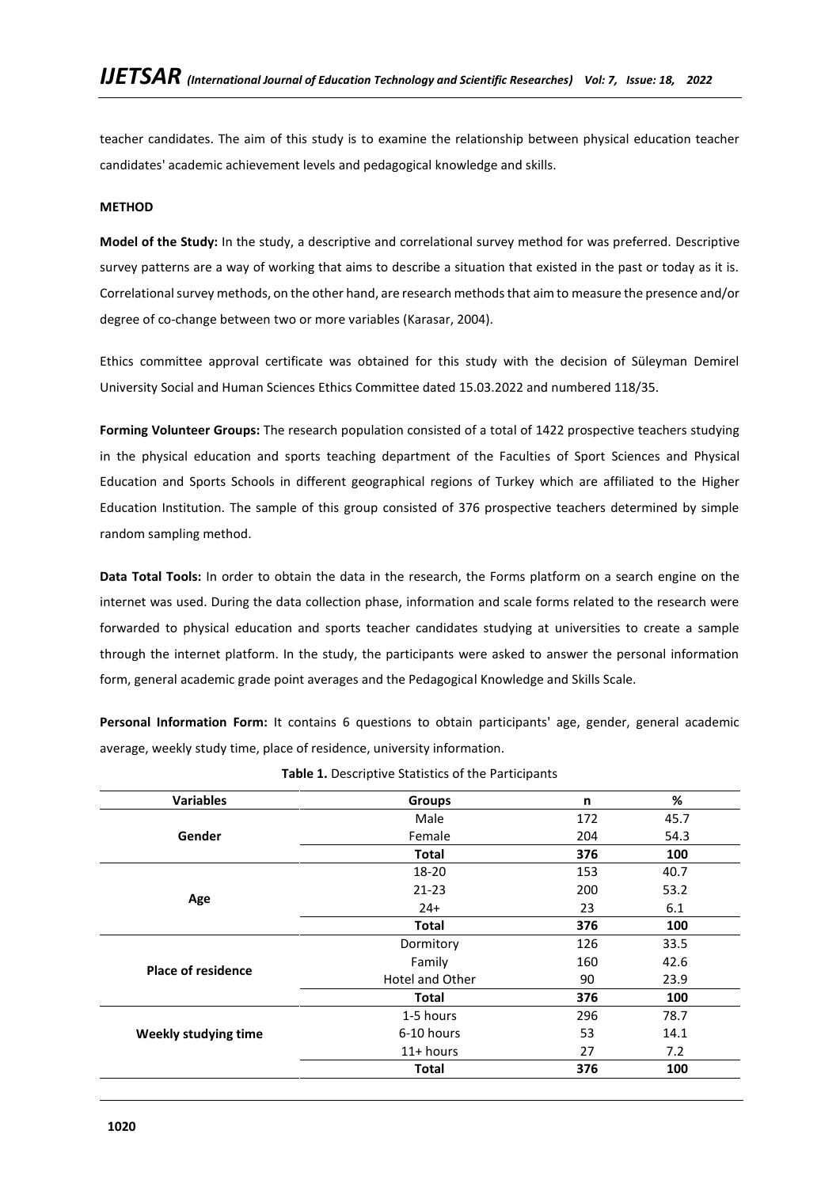teacher candidates. The aim of this study is to examine the relationship between physical education teacher candidates' academic achievement levels and pedagogical knowledge and skills.

## METHOD

**Model of the Study:** In the study, a descriptive and correlational survey method for was preferred. Descriptive survey patterns are a way of working that aims to describe a situation that existed in the past or today as it is. Correlational survey methods, on the other hand, are research methods that aim to measure the presence and/or degree of co-change between two or more variables (Karasar, 2004).

Ethics committee approval certificate was obtained for this study with the decision of Süleyman Demirel University Social and Human Sciences Ethics Committee dated 15.03.2022 and numbered 118/35.

**Forming Volunteer Groups:** The research population consisted of a total of 1422 prospective teachers studying in the physical education and sports teaching department of the Faculties of Sport Sciences and Physical Education and Sports Schools in different geographical regions of Turkey which are affiliated to the Higher Education Institution. The sample of this group consisted of 376 prospective teachers determined by simple random sampling method.

**Data Total Tools:** In order to obtain the data in the research, the Forms platform on a search engine on the internet was used. During the data collection phase, information and scale forms related to the research were forwarded to physical education and sports teacher candidates studying at universities to create a sample through the internet platform. In the study, the participants were asked to answer the personal information form, general academic grade point averages and the Pedagogical Knowledge and Skills Scale.

**Personal Information Form:** It contains 6 questions to obtain participants' age, gender, general academic average, weekly study time, place of residence, university information.

**Table 1.** Descriptive Statistics of the Participants

| Variables | Groups | n | % |
|---|---|---|---|
| Gender | Male | 172 | 45.7 |
| | Female | 204 | 54.3 |
| | **Total** | **376** | **100** |
| Age | 18-20 | 153 | 40.7 |
| | 21-23 | 200 | 53.2 |
| | 24+ | 23 | 6.1 |
| | **Total** | **376** | **100** |
| Place of residence | Dormitory | 126 | 33.5 |
| | Family | 160 | 42.6 |
| | Hotel and Other | 90 | 23.9 |
| | **Total** | **376** | **100** |
| Weekly studying time | 1-5 hours | 296 | 78.7 |
| | 6-10 hours | 53 | 14.1 |
| | 11+ hours | 27 | 7.2 |
| | **Total** | **376** | **100** |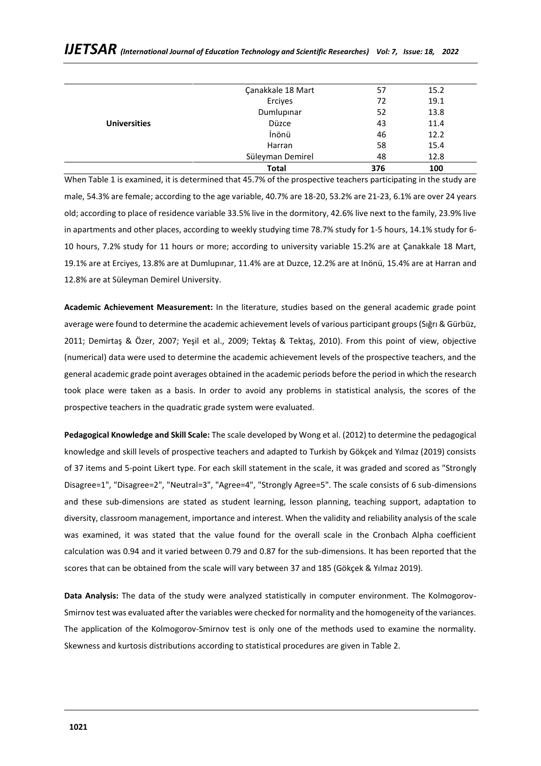| | | | |
|---|---|---|---|
| **Universities** | Çanakkale 18 Mart | 57 | 15.2 |
| | Erciyes | 72 | 19.1 |
| | Dumlupınar | 52 | 13.8 |
| | Düzce | 43 | 11.4 |
| | İnönü | 46 | 12.2 |
| | Harran | 58 | 15.4 |
| | Süleyman Demirel | 48 | 12.8 |
| | **Total** | **376** | **100** |

When Table 1 is examined, it is determined that 45.7% of the prospective teachers participating in the study are male, 54.3% are female; according to the age variable, 40.7% are 18-20, 53.2% are 21-23, 6.1% are over 24 years old; according to place of residence variable 33.5% live in the dormitory, 42.6% live next to the family, 23.9% live in apartments and other places, according to weekly studying time 78.7% study for 1-5 hours, 14.1% study for 6-10 hours, 7.2% study for 11 hours or more; according to university variable 15.2% are at Çanakkale 18 Mart, 19.1% are at Erciyes, 13.8% are at Dumlupınar, 11.4% are at Duzce, 12.2% are at Inönü, 15.4% are at Harran and 12.8% are at Süleyman Demirel University.

**Academic Achievement Measurement:** In the literature, studies based on the general academic grade point average were found to determine the academic achievement levels of various participant groups (Sığrı & Gürbüz, 2011; Demirtaş & Özer, 2007; Yeşil et al., 2009; Tektaş & Tektaş, 2010). From this point of view, objective (numerical) data were used to determine the academic achievement levels of the prospective teachers, and the general academic grade point averages obtained in the academic periods before the period in which the research took place were taken as a basis. In order to avoid any problems in statistical analysis, the scores of the prospective teachers in the quadratic grade system were evaluated.

**Pedagogical Knowledge and Skill Scale:** The scale developed by Wong et al. (2012) to determine the pedagogical knowledge and skill levels of prospective teachers and adapted to Turkish by Gökçek and Yılmaz (2019) consists of 37 items and 5-point Likert type. For each skill statement in the scale, it was graded and scored as "Strongly Disagree=1", "Disagree=2", "Neutral=3", "Agree=4", "Strongly Agree=5". The scale consists of 6 sub-dimensions and these sub-dimensions are stated as student learning, lesson planning, teaching support, adaptation to diversity, classroom management, importance and interest. When the validity and reliability analysis of the scale was examined, it was stated that the value found for the overall scale in the Cronbach Alpha coefficient calculation was 0.94 and it varied between 0.79 and 0.87 for the sub-dimensions. It has been reported that the scores that can be obtained from the scale will vary between 37 and 185 (Gökçek & Yılmaz 2019).

**Data Analysis:** The data of the study were analyzed statistically in computer environment. The Kolmogorov-Smirnov test was evaluated after the variables were checked for normality and the homogeneity of the variances. The application of the Kolmogorov-Smirnov test is only one of the methods used to examine the normality. Skewness and kurtosis distributions according to statistical procedures are given in Table 2.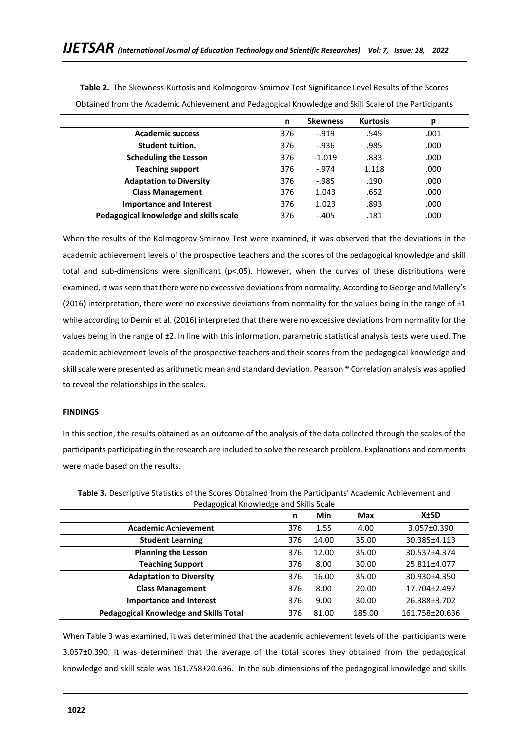**Table 2.** The Skewness-Kurtosis and Kolmogorov-Smirnov Test Significance Level Results of the Scores Obtained from the Academic Achievement and Pedagogical Knowledge and Skill Scale of the Participants

| | n | Skewness | Kurtosis | p |
|---|---|---|---|---|
| **Academic success** | 376 | -.919 | .545 | .001 |
| **Student tuition.** | 376 | -.936 | .985 | .000 |
| **Scheduling the Lesson** | 376 | -1.019 | .833 | .000 |
| **Teaching support** | 376 | -.974 | 1.118 | .000 |
| **Adaptation to Diversity** | 376 | -.985 | .190 | .000 |
| **Class Management** | 376 | 1.043 | .652 | .000 |
| **Importance and Interest** | 376 | 1.023 | .893 | .000 |
| **Pedagogical knowledge and skills scale** | 376 | -.405 | .181 | .000 |

When the results of the Kolmogorov-Smirnov Test were examined, it was observed that the deviations in the academic achievement levels of the prospective teachers and the scores of the pedagogical knowledge and skill total and sub-dimensions were significant ($p<.05$). However, when the curves of these distributions were examined, it was seen that there were no excessive deviations from normality. According to George and Mallery's (2016) interpretation, there were no excessive deviations from normality for the values being in the range of $\pm1$ while according to Demir et al. (2016) interpreted that there were no excessive deviations from normality for the values being in the range of $\pm2$. In line with this information, parametric statistical analysis tests were used. The academic achievement levels of the prospective teachers and their scores from the pedagogical knowledge and skill scale were presented as arithmetic mean and standard deviation. Pearson ® Correlation analysis was applied to reveal the relationships in the scales.

## FINDINGS

In this section, the results obtained as an outcome of the analysis of the data collected through the scales of the participants participating in the research are included to solve the research problem. Explanations and comments were made based on the results.

**Table 3.** Descriptive Statistics of the Scores Obtained from the Participants' Academic Achievement and Pedagogical Knowledge and Skills Scale

| | n | Min | Max | X±SD |
|---|---|---|---|---|
| **Academic Achievement** | 376 | 1.55 | 4.00 | 3.057±0.390 |
| **Student Learning** | 376 | 14.00 | 35.00 | 30.385±4.113 |
| **Planning the Lesson** | 376 | 12.00 | 35.00 | 30.537±4.374 |
| **Teaching Support** | 376 | 8.00 | 30.00 | 25.811±4.077 |
| **Adaptation to Diversity** | 376 | 16.00 | 35.00 | 30.930±4.350 |
| **Class Management** | 376 | 8.00 | 20.00 | 17.704±2.497 |
| **Importance and Interest** | 376 | 9.00 | 30.00 | 26.388±3.702 |
| **Pedagogical Knowledge and Skills Total** | 376 | 81.00 | 185.00 | 161.758±20.636 |

When Table 3 was examined, it was determined that the academic achievement levels of the participants were 3.057±0.390. It was determined that the average of the total scores they obtained from the pedagogical knowledge and skill scale was 161.758±20.636. In the sub-dimensions of the pedagogical knowledge and skills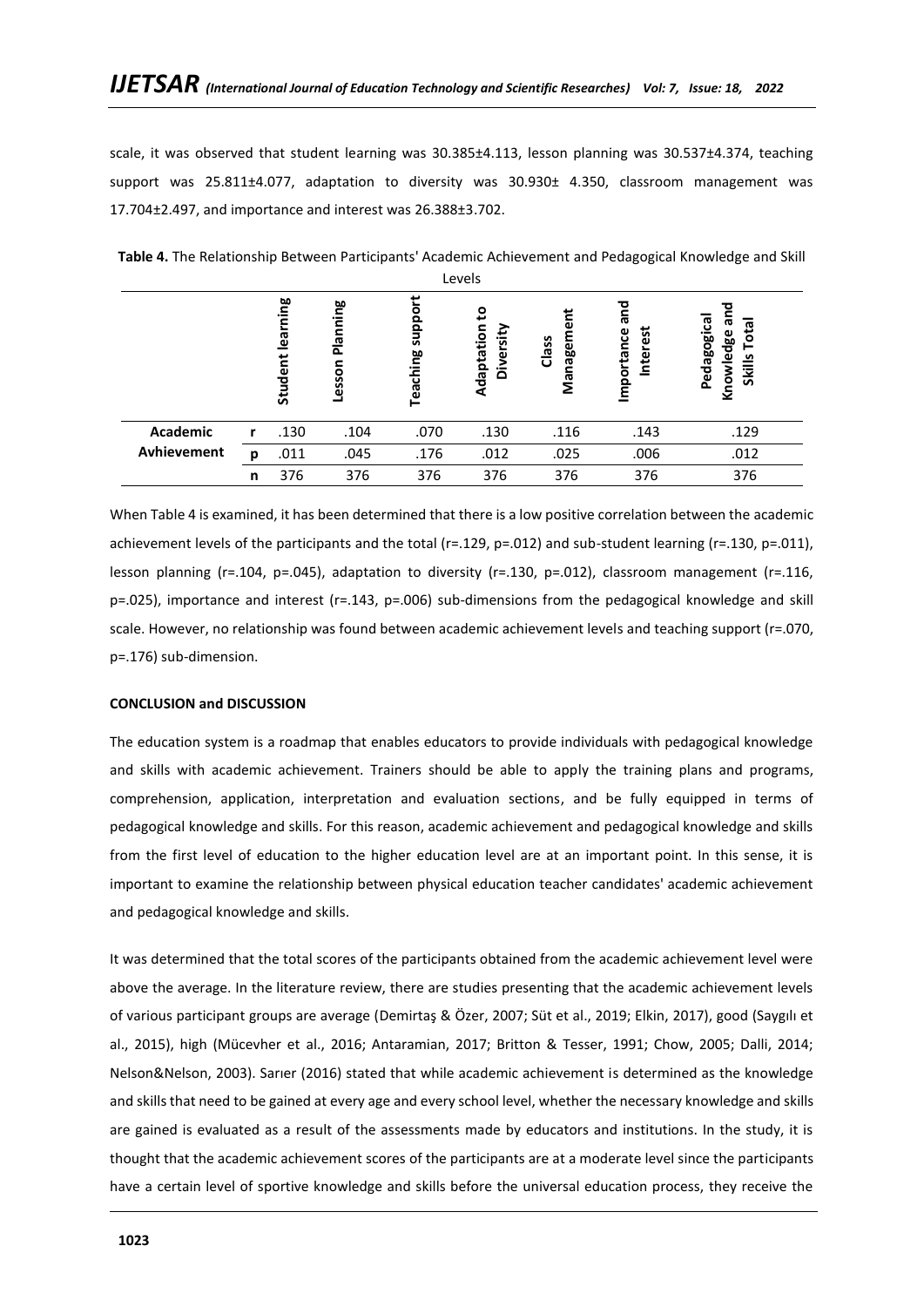scale, it was observed that student learning was 30.385±4.113, lesson planning was 30.537±4.374, teaching support was 25.811±4.077, adaptation to diversity was 30.930± 4.350, classroom management was 17.704±2.497, and importance and interest was 26.388±3.702.

**Table 4.** The Relationship Between Participants' Academic Achievement and Pedagogical Knowledge and Skill Levels

| | | Student learning | Lesson Planning | Teaching support | Adaptation to Diversity | Class Management | Importance and Interest | Pedagogical Knowledge and Skills Total |
|---|---|---|---|---|---|---|---|---|
| **Academic Avhievement** | **r** | .130 | .104 | .070 | .130 | .116 | .143 | .129 |
| | **p** | .011 | .045 | .176 | .012 | .025 | .006 | .012 |
| | **n** | 376 | 376 | 376 | 376 | 376 | 376 | 376 |

When Table 4 is examined, it has been determined that there is a low positive correlation between the academic achievement levels of the participants and the total (r=.129, p=.012) and sub-student learning (r=.130, p=.011), lesson planning (r=.104, p=.045), adaptation to diversity (r=.130, p=.012), classroom management (r=.116, p=.025), importance and interest (r=.143, p=.006) sub-dimensions from the pedagogical knowledge and skill scale. However, no relationship was found between academic achievement levels and teaching support (r=.070, p=.176) sub-dimension.

**CONCLUSION and DISCUSSION**

The education system is a roadmap that enables educators to provide individuals with pedagogical knowledge and skills with academic achievement. Trainers should be able to apply the training plans and programs, comprehension, application, interpretation and evaluation sections, and be fully equipped in terms of pedagogical knowledge and skills. For this reason, academic achievement and pedagogical knowledge and skills from the first level of education to the higher education level are at an important point. In this sense, it is important to examine the relationship between physical education teacher candidates' academic achievement and pedagogical knowledge and skills.

It was determined that the total scores of the participants obtained from the academic achievement level were above the average. In the literature review, there are studies presenting that the academic achievement levels of various participant groups are average (Demirtaş & Özer, 2007; Süt et al., 2019; Elkin, 2017), good (Saygılı et al., 2015), high (Mücevher et al., 2016; Antaramian, 2017; Britton & Tesser, 1991; Chow, 2005; Dalli, 2014; Nelson&Nelson, 2003). Sarıer (2016) stated that while academic achievement is determined as the knowledge and skills that need to be gained at every age and every school level, whether the necessary knowledge and skills are gained is evaluated as a result of the assessments made by educators and institutions. In the study, it is thought that the academic achievement scores of the participants are at a moderate level since the participants have a certain level of sportive knowledge and skills before the universal education process, they receive the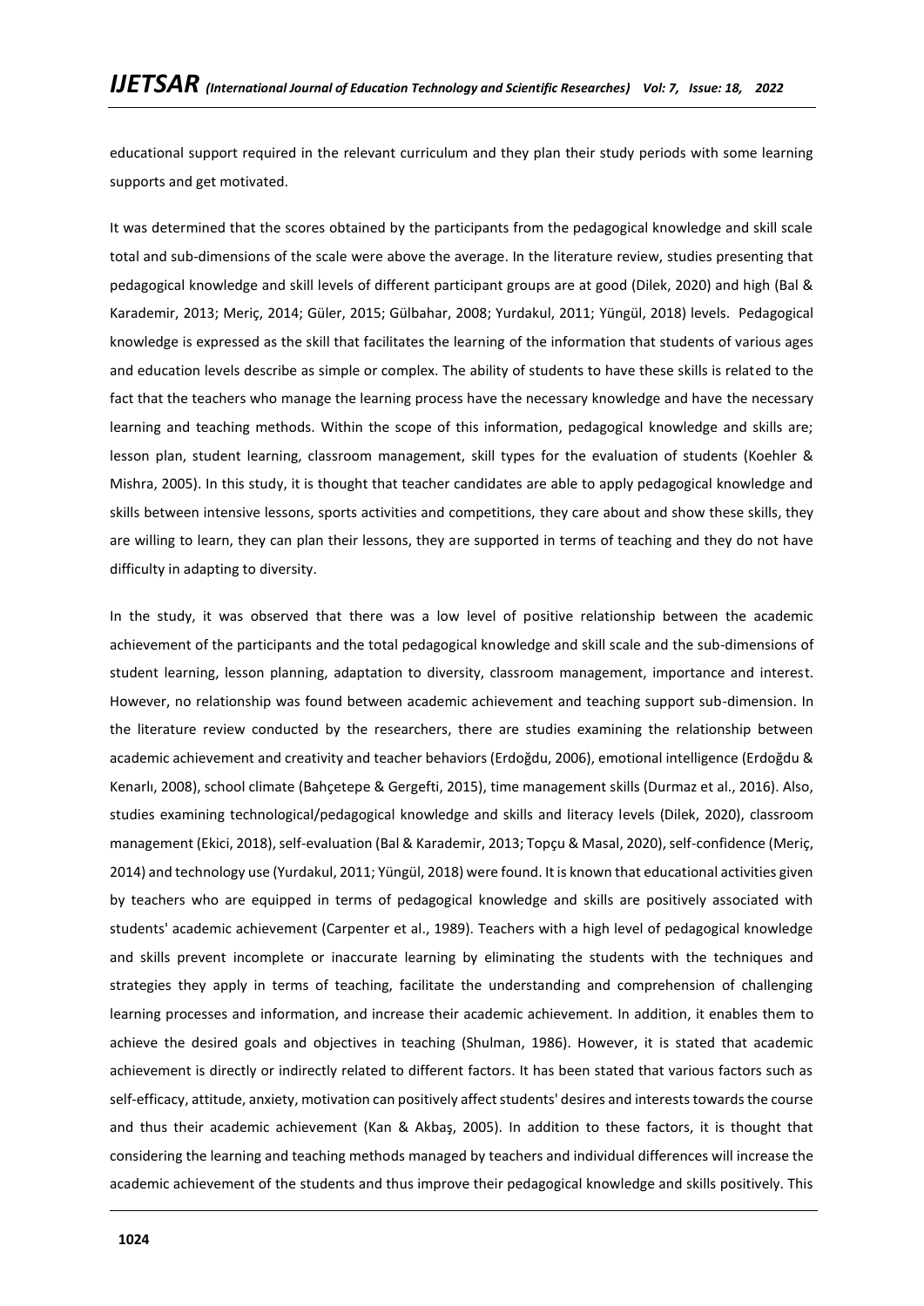educational support required in the relevant curriculum and they plan their study periods with some learning supports and get motivated.

It was determined that the scores obtained by the participants from the pedagogical knowledge and skill scale total and sub-dimensions of the scale were above the average. In the literature review, studies presenting that pedagogical knowledge and skill levels of different participant groups are at good (Dilek, 2020) and high (Bal & Karademir, 2013; Meriç, 2014; Güler, 2015; Gülbahar, 2008; Yurdakul, 2011; Yüngül, 2018) levels. Pedagogical knowledge is expressed as the skill that facilitates the learning of the information that students of various ages and education levels describe as simple or complex. The ability of students to have these skills is related to the fact that the teachers who manage the learning process have the necessary knowledge and have the necessary learning and teaching methods. Within the scope of this information, pedagogical knowledge and skills are; lesson plan, student learning, classroom management, skill types for the evaluation of students (Koehler & Mishra, 2005). In this study, it is thought that teacher candidates are able to apply pedagogical knowledge and skills between intensive lessons, sports activities and competitions, they care about and show these skills, they are willing to learn, they can plan their lessons, they are supported in terms of teaching and they do not have difficulty in adapting to diversity.

In the study, it was observed that there was a low level of positive relationship between the academic achievement of the participants and the total pedagogical knowledge and skill scale and the sub-dimensions of student learning, lesson planning, adaptation to diversity, classroom management, importance and interest. However, no relationship was found between academic achievement and teaching support sub-dimension. In the literature review conducted by the researchers, there are studies examining the relationship between academic achievement and creativity and teacher behaviors (Erdoğdu, 2006), emotional intelligence (Erdoğdu & Kenarlı, 2008), school climate (Bahçetepe & Gergefti, 2015), time management skills (Durmaz et al., 2016). Also, studies examining technological/pedagogical knowledge and skills and literacy levels (Dilek, 2020), classroom management (Ekici, 2018), self-evaluation (Bal & Karademir, 2013; Topçu & Masal, 2020), self-confidence (Meriç, 2014) and technology use (Yurdakul, 2011; Yüngül, 2018) were found. It is known that educational activities given by teachers who are equipped in terms of pedagogical knowledge and skills are positively associated with students' academic achievement (Carpenter et al., 1989). Teachers with a high level of pedagogical knowledge and skills prevent incomplete or inaccurate learning by eliminating the students with the techniques and strategies they apply in terms of teaching, facilitate the understanding and comprehension of challenging learning processes and information, and increase their academic achievement. In addition, it enables them to achieve the desired goals and objectives in teaching (Shulman, 1986). However, it is stated that academic achievement is directly or indirectly related to different factors. It has been stated that various factors such as self-efficacy, attitude, anxiety, motivation can positively affect students' desires and interests towards the course and thus their academic achievement (Kan & Akbaş, 2005). In addition to these factors, it is thought that considering the learning and teaching methods managed by teachers and individual differences will increase the academic achievement of the students and thus improve their pedagogical knowledge and skills positively. This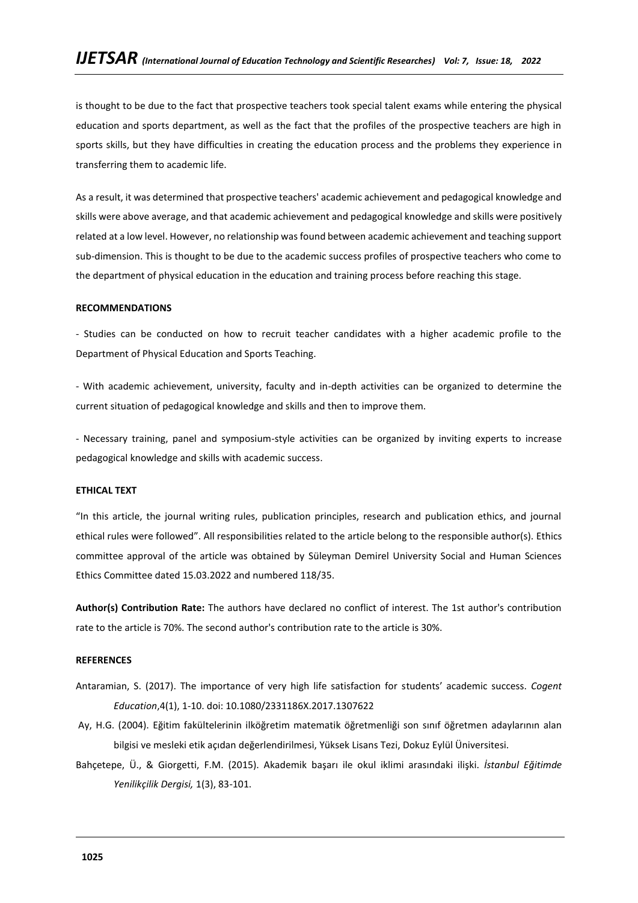is thought to be due to the fact that prospective teachers took special talent exams while entering the physical education and sports department, as well as the fact that the profiles of the prospective teachers are high in sports skills, but they have difficulties in creating the education process and the problems they experience in transferring them to academic life.

As a result, it was determined that prospective teachers' academic achievement and pedagogical knowledge and skills were above average, and that academic achievement and pedagogical knowledge and skills were positively related at a low level. However, no relationship was found between academic achievement and teaching support sub-dimension. This is thought to be due to the academic success profiles of prospective teachers who come to the department of physical education in the education and training process before reaching this stage.

**RECOMMENDATIONS**

- Studies can be conducted on how to recruit teacher candidates with a higher academic profile to the Department of Physical Education and Sports Teaching.

- With academic achievement, university, faculty and in-depth activities can be organized to determine the current situation of pedagogical knowledge and skills and then to improve them.

- Necessary training, panel and symposium-style activities can be organized by inviting experts to increase pedagogical knowledge and skills with academic success.

**ETHICAL TEXT**

"In this article, the journal writing rules, publication principles, research and publication ethics, and journal ethical rules were followed". All responsibilities related to the article belong to the responsible author(s). Ethics committee approval of the article was obtained by Süleyman Demirel University Social and Human Sciences Ethics Committee dated 15.03.2022 and numbered 118/35.

**Author(s) Contribution Rate:** The authors have declared no conflict of interest. The 1st author's contribution rate to the article is 70%. The second author's contribution rate to the article is 30%.

**REFERENCES**

Antaramian, S. (2017). The importance of very high life satisfaction for students' academic success. *Cogent Education*,4(1), 1-10. doi: 10.1080/2331186X.2017.1307622

Ay, H.G. (2004). Eğitim fakültelerinin ilköğretim matematik öğretmenliği son sınıf öğretmen adaylarının alan bilgisi ve mesleki etik açıdan değerlendirilmesi, Yüksek Lisans Tezi, Dokuz Eylül Üniversitesi.

Bahçetepe, Ü., & Giorgetti, F.M. (2015). Akademik başarı ile okul iklimi arasındaki ilişki. *İstanbul Eğitimde Yenilikçilik Dergisi,* 1(3), 83-101.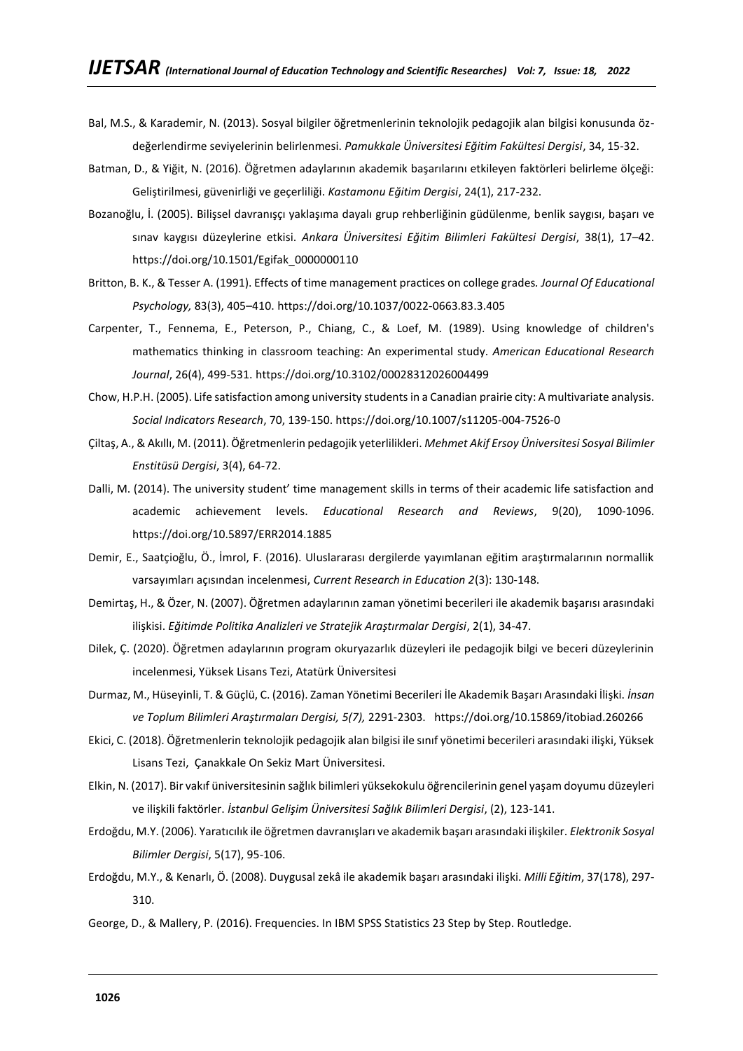Bal, M.S., & Karademir, N. (2013). Sosyal bilgiler öğretmenlerinin teknolojik pedagojik alan bilgisi konusunda öz-değerlendirme seviyelerinin belirlenmesi. *Pamukkale Üniversitesi Eğitim Fakültesi Dergisi*, 34, 15-32.

Batman, D., & Yiğit, N. (2016). Öğretmen adaylarının akademik başarılarını etkileyen faktörleri belirleme ölçeği: Geliştirilmesi, güvenirliği ve geçerliliği. *Kastamonu Eğitim Dergisi*, 24(1), 217-232.

Bozanoğlu, İ. (2005). Bilişsel davranışçı yaklaşıma dayalı grup rehberliğinin güdülenme, benlik saygısı, başarı ve sınav kaygısı düzeylerine etkisi. *Ankara Üniversitesi Eğitim Bilimleri Fakültesi Dergisi*, 38(1), 17–42. https://doi.org/10.1501/Egifak_0000000110

Britton, B. K., & Tesser A. (1991). Effects of time management practices on college grades*. Journal Of Educational Psychology,* 83(3), 405–410. https://doi.org/10.1037/0022-0663.83.3.405

Carpenter, T., Fennema, E., Peterson, P., Chiang, C., & Loef, M. (1989). Using knowledge of children's mathematics thinking in classroom teaching: An experimental study. *American Educational Research Journal*, 26(4), 499-531. https://doi.org/10.3102/00028312026004499

Chow, H.P.H. (2005). Life satisfaction among university students in a Canadian prairie city: A multivariate analysis. *Social Indicators Research*, 70, 139-150. https://doi.org/10.1007/s11205-004-7526-0

Çiltaş, A., & Akıllı, M. (2011). Öğretmenlerin pedagojik yeterlilikleri. *Mehmet Akif Ersoy Üniversitesi Sosyal Bilimler Enstitüsü Dergisi*, 3(4), 64-72.

Dalli, M. (2014). The university student' time management skills in terms of their academic life satisfaction and academic achievement levels. *Educational Research and Reviews*, 9(20), 1090-1096. https://doi.org/10.5897/ERR2014.1885

Demir, E., Saatçioğlu, Ö., İmrol, F. (2016). Uluslararası dergilerde yayımlanan eğitim araştırmalarının normallik varsayımları açısından incelenmesi, *Current Research in Education 2*(3): 130-148.

Demirtaş, H., & Özer, N. (2007). Öğretmen adaylarının zaman yönetimi becerileri ile akademik başarısı arasındaki ilişkisi. *Eğitimde Politika Analizleri ve Stratejik Araştırmalar Dergisi*, 2(1), 34-47.

Dilek, Ç. (2020). Öğretmen adaylarının program okuryazarlık düzeyleri ile pedagojik bilgi ve beceri düzeylerinin incelenmesi, Yüksek Lisans Tezi, Atatürk Üniversitesi

Durmaz, M., Hüseyinli, T. & Güçlü, C. (2016). Zaman Yönetimi Becerileri İle Akademik Başarı Arasındaki İlişki. *İnsan ve Toplum Bilimleri Araştırmaları Dergisi, 5(7),* 2291-2303. https://doi.org/10.15869/itobiad.260266

Ekici, C. (2018). Öğretmenlerin teknolojik pedagojik alan bilgisi ile sınıf yönetimi becerileri arasındaki ilişki, Yüksek Lisans Tezi, Çanakkale On Sekiz Mart Üniversitesi.

Elkin, N. (2017). Bir vakıf üniversitesinin sağlık bilimleri yüksekokulu öğrencilerinin genel yaşam doyumu düzeyleri ve ilişkili faktörler. *İstanbul Gelişim Üniversitesi Sağlık Bilimleri Dergisi*, (2), 123-141.

Erdoğdu, M.Y. (2006). Yaratıcılık ile öğretmen davranışları ve akademik başarı arasındaki ilişkiler. *Elektronik Sosyal Bilimler Dergisi*, 5(17), 95-106.

Erdoğdu, M.Y., & Kenarlı, Ö. (2008). Duygusal zekâ ile akademik başarı arasındaki ilişki. *Milli Eğitim*, 37(178), 297-310.

George, D., & Mallery, P. (2016). Frequencies. In IBM SPSS Statistics 23 Step by Step. Routledge.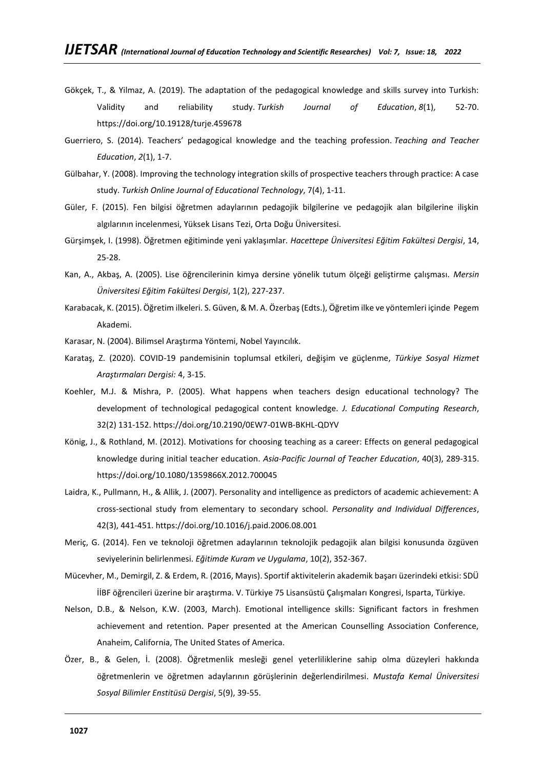Gökçek, T., & Yilmaz, A. (2019). The adaptation of the pedagogical knowledge and skills survey into Turkish: Validity and reliability study. *Turkish Journal of Education*, *8*(1), 52-70. https://doi.org/10.19128/turje.459678

Guerriero, S. (2014). Teachers' pedagogical knowledge and the teaching profession. *Teaching and Teacher Education*, *2*(1), 1-7.

Gülbahar, Y. (2008). Improving the technology integration skills of prospective teachers through practice: A case study. *Turkish Online Journal of Educational Technology*, 7(4), 1-11.

Güler, F. (2015). Fen bilgisi öğretmen adaylarının pedagojik bilgilerine ve pedagojik alan bilgilerine ilişkin algılarının incelenmesi, Yüksek Lisans Tezi, Orta Doğu Üniversitesi.

Gürşimşek, I. (1998). Öğretmen eğitiminde yeni yaklaşımlar. *Hacettepe Üniversitesi Eğitim Fakültesi Dergisi*, 14, 25-28.

Kan, A., Akbaş, A. (2005). Lise öğrencilerinin kimya dersine yönelik tutum ölçeği geliştirme çalışması. *Mersin Üniversitesi Eğitim Fakültesi Dergisi*, 1(2), 227-237.

Karabacak, K. (2015). Öğretim ilkeleri. S. Güven, & M. A. Özerbaş (Edts.), Öğretim ilke ve yöntemleri içinde Pegem Akademi.

Karasar, N. (2004). Bilimsel Araştırma Yöntemi, Nobel Yayıncılık.

Karataş, Z. (2020). COVID-19 pandemisinin toplumsal etkileri, değişim ve güçlenme, *Türkiye Sosyal Hizmet Araştırmaları Dergisi:* 4, 3-15.

Koehler, M.J. & Mishra, P. (2005). What happens when teachers design educational technology? The development of technological pedagogical content knowledge. *J. Educational Computing Research*, 32(2) 131-152. https://doi.org/10.2190/0EW7-01WB-BKHL-QDYV

König, J., & Rothland, M. (2012). Motivations for choosing teaching as a career: Effects on general pedagogical knowledge during initial teacher education. *Asia-Pacific Journal of Teacher Education*, 40(3), 289-315. https://doi.org/10.1080/1359866X.2012.700045

Laidra, K., Pullmann, H., & Allik, J. (2007). Personality and intelligence as predictors of academic achievement: A cross-sectional study from elementary to secondary school. *Personality and Individual Differences*, 42(3), 441-451. https://doi.org/10.1016/j.paid.2006.08.001

Meriç, G. (2014). Fen ve teknoloji öğretmen adaylarının teknolojik pedagojik alan bilgisi konusunda özgüven seviyelerinin belirlenmesi. *Eğitimde Kuram ve Uygulama*, 10(2), 352-367.

Mücevher, M., Demirgil, Z. & Erdem, R. (2016, Mayıs). Sportif aktivitelerin akademik başarı üzerindeki etkisi: SDÜ İİBF öğrencileri üzerine bir araştırma. V. Türkiye 75 Lisansüstü Çalışmaları Kongresi, Isparta, Türkiye.

Nelson, D.B., & Nelson, K.W. (2003, March). Emotional intelligence skills: Significant factors in freshmen achievement and retention. Paper presented at the American Counselling Association Conference, Anaheim, California, The United States of America.

Özer, B., & Gelen, İ. (2008). Öğretmenlik mesleği genel yeterliliklerine sahip olma düzeyleri hakkında öğretmenlerin ve öğretmen adaylarının görüşlerinin değerlendirilmesi. *Mustafa Kemal Üniversitesi Sosyal Bilimler Enstitüsü Dergisi*, 5(9), 39-55.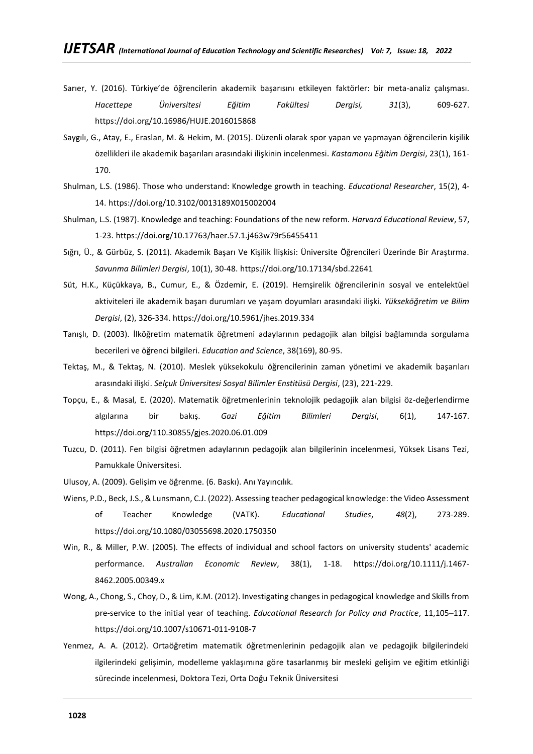Sarıer, Y. (2016). Türkiye'de öğrencilerin akademik başarısını etkileyen faktörler: bir meta-analiz çalışması. *Hacettepe Üniversitesi Eğitim Fakültesi Dergisi, 31*(3), 609-627. https://doi.org/10.16986/HUJE.2016015868

Saygılı, G., Atay, E., Eraslan, M. & Hekim, M. (2015). Düzenli olarak spor yapan ve yapmayan öğrencilerin kişilik özellikleri ile akademik başarıları arasındaki ilişkinin incelenmesi. *Kastamonu Eğitim Dergisi*, 23(1), 161-170.

Shulman, L.S. (1986). Those who understand: Knowledge growth in teaching. *Educational Researcher*, 15(2), 4-14. https://doi.org/10.3102/0013189X015002004

Shulman, L.S. (1987). Knowledge and teaching: Foundations of the new reform. *Harvard Educational Review*, 57, 1-23. https://doi.org/10.17763/haer.57.1.j463w79r56455411

Sığrı, Ü., & Gürbüz, S. (2011). Akademik Başarı Ve Kişilik İlişkisi: Üniversite Öğrencileri Üzerinde Bir Araştırma. *Savunma Bilimleri Dergisi*, 10(1), 30-48. https://doi.org/10.17134/sbd.22641

Süt, H.K., Küçükkaya, B., Cumur, E., & Özdemir, E. (2019). Hemşirelik öğrencilerinin sosyal ve entelektüel aktiviteleri ile akademik başarı durumları ve yaşam doyumları arasındaki ilişki. *Yükseköğretim ve Bilim Dergisi*, (2), 326-334. https://doi.org/10.5961/jhes.2019.334

Tanışlı, D. (2003). İlköğretim matematik öğretmeni adaylarının pedagojik alan bilgisi bağlamında sorgulama becerileri ve öğrenci bilgileri. *Education and Science*, 38(169), 80-95.

Tektaş, M., & Tektaş, N. (2010). Meslek yüksekokulu öğrencilerinin zaman yönetimi ve akademik başarıları arasındaki ilişki. *Selçuk Üniversitesi Sosyal Bilimler Enstitüsü Dergisi*, (23), 221-229.

Topçu, E., & Masal, E. (2020). Matematik öğretmenlerinin teknolojik pedagojik alan bilgisi öz-değerlendirme algılarına bir bakış. *Gazi Eğitim Bilimleri Dergisi*, 6(1), 147-167. https://doi.org/110.30855/gjes.2020.06.01.009

Tuzcu, D. (2011). Fen bilgisi öğretmen adaylarının pedagojik alan bilgilerinin incelenmesi, Yüksek Lisans Tezi, Pamukkale Üniversitesi.

Ulusoy, A. (2009). Gelişim ve öğrenme. (6. Baskı). Anı Yayıncılık.

Wiens, P.D., Beck, J.S., & Lunsmann, C.J. (2022). Assessing teacher pedagogical knowledge: the Video Assessment of Teacher Knowledge (VATK). *Educational Studies*, *48*(2), 273-289. https://doi.org/10.1080/03055698.2020.1750350

Win, R., & Miller, P.W. (2005). The effects of individual and school factors on university students' academic performance. *Australian Economic Review*, 38(1), 1-18. https://doi.org/10.1111/j.1467-8462.2005.00349.x

Wong, A., Chong, S., Choy, D., & Lim, K.M. (2012). Investigating changes in pedagogical knowledge and Skills from pre-service to the initial year of teaching. *Educational Research for Policy and Practice*, 11,105–117. https://doi.org/10.1007/s10671-011-9108-7

Yenmez, A. A. (2012). Ortaöğretim matematik öğretmenlerinin pedagojik alan ve pedagojik bilgilerindeki ilgilerindeki gelişimin, modelleme yaklaşımına göre tasarlanmış bir mesleki gelişim ve eğitim etkinliği sürecinde incelenmesi, Doktora Tezi, Orta Doğu Teknik Üniversitesi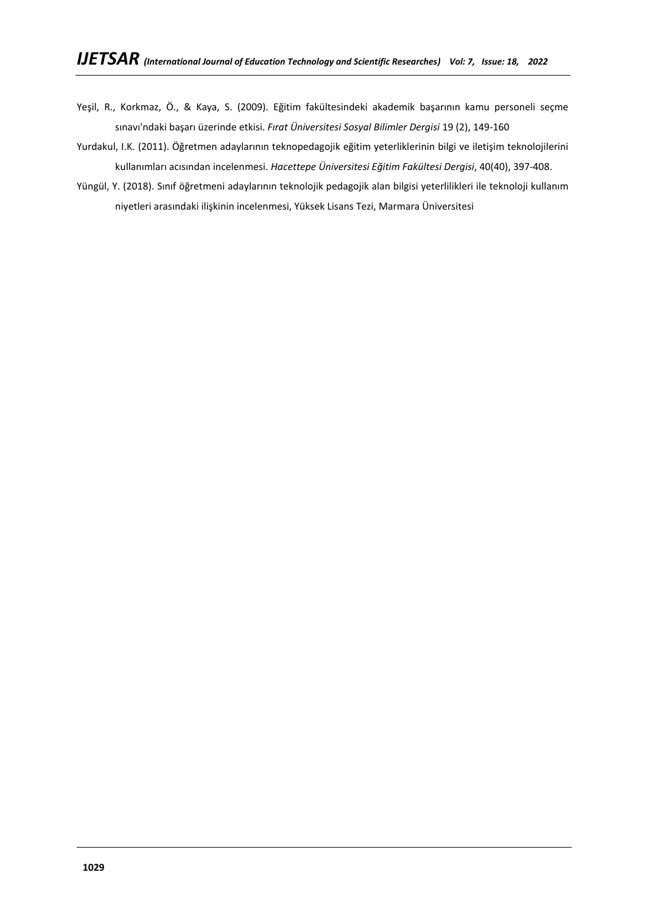Yeşil, R., Korkmaz, Ö., & Kaya, S. (2009). Eğitim fakültesindeki akademik başarının kamu personeli seçme sınavı'ndaki başarı üzerinde etkisi. *Fırat Üniversitesi Sosyal Bilimler Dergisi* 19 (2), 149-160

Yurdakul, I.K. (2011). Öğretmen adaylarının teknopedagojik eğitim yeterliklerinin bilgi ve iletişim teknolojilerini kullanımları acısından incelenmesi. *Hacettepe Üniversitesi Eğitim Fakültesi Dergisi*, 40(40), 397-408.

Yüngül, Y. (2018). Sınıf öğretmeni adaylarının teknolojik pedagojik alan bilgisi yeterlilikleri ile teknoloji kullanım niyetleri arasındaki ilişkinin incelenmesi, Yüksek Lisans Tezi, Marmara Üniversitesi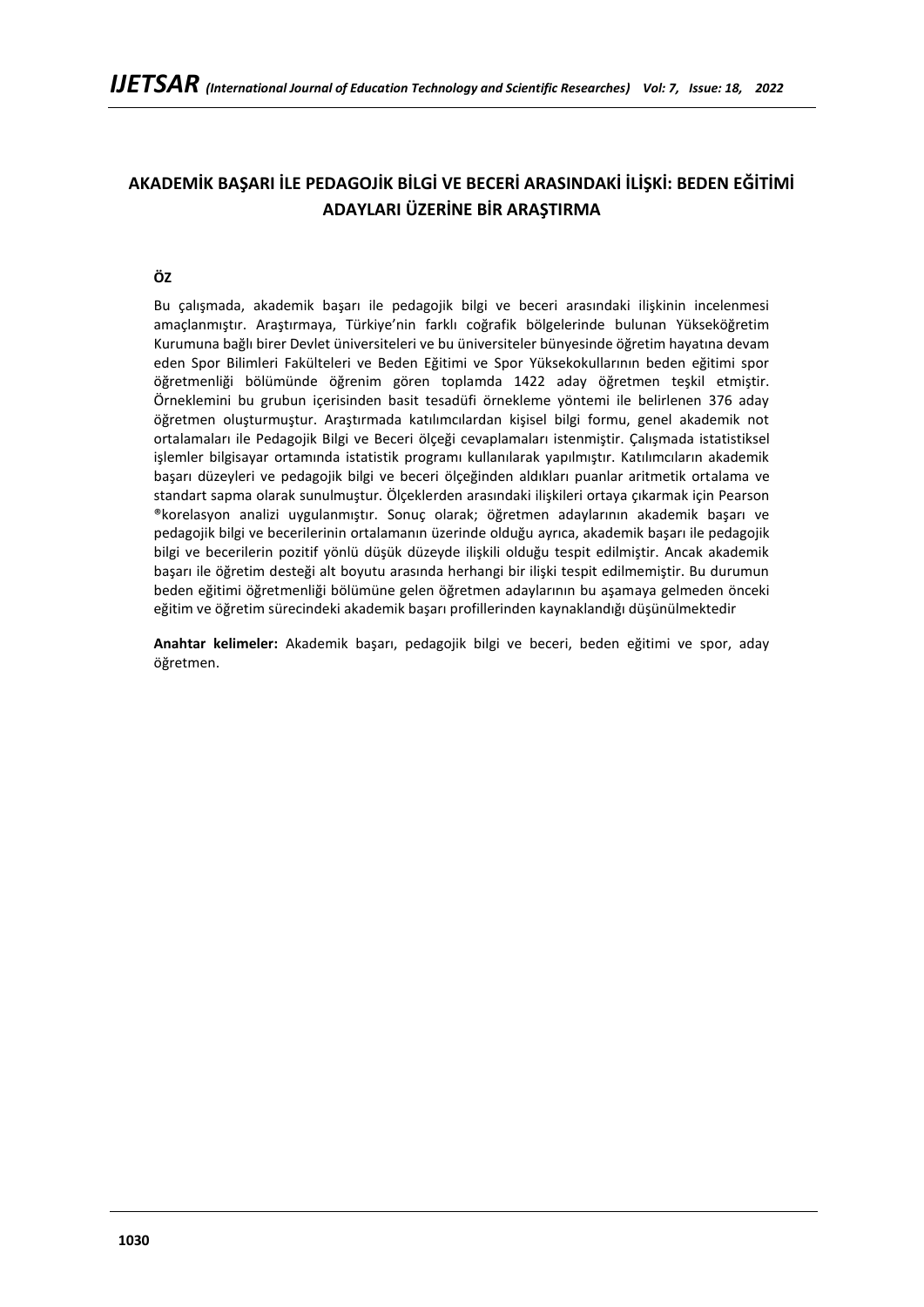## AKADEMİK BAŞARI İLE PEDAGOJİK BİLGİ VE BECERİ ARASINDAKİ İLİŞKİ: BEDEN EĞİTİMİ ADAYLARI ÜZERİNE BİR ARAŞTIRMA

**ÖZ**

Bu çalışmada, akademik başarı ile pedagojik bilgi ve beceri arasındaki ilişkinin incelenmesi amaçlanmıştır. Araştırmaya, Türkiye'nin farklı coğrafik bölgelerinde bulunan Yükseköğretim Kurumuna bağlı birer Devlet üniversiteleri ve bu üniversiteler bünyesinde öğretim hayatına devam eden Spor Bilimleri Fakülteleri ve Beden Eğitimi ve Spor Yüksekokullarının beden eğitimi spor öğretmenliği bölümünde öğrenim gören toplamda 1422 aday öğretmen teşkil etmiştir. Örneklemini bu grubun içerisinden basit tesadüfi örnekleme yöntemi ile belirlenen 376 aday öğretmen oluşturmuştur. Araştırmada katılımcılardan kişisel bilgi formu, genel akademik not ortalamaları ile Pedagojik Bilgi ve Beceri ölçeği cevaplamaları istenmiştir. Çalışmada istatistiksel işlemler bilgisayar ortamında istatistik programı kullanılarak yapılmıştır. Katılımcıların akademik başarı düzeyleri ve pedagojik bilgi ve beceri ölçeğinden aldıkları puanlar aritmetik ortalama ve standart sapma olarak sunulmuştur. Ölçeklerden arasındaki ilişkileri ortaya çıkarmak için Pearson ®korelasyon analizi uygulanmıştır. Sonuç olarak; öğretmen adaylarının akademik başarı ve pedagojik bilgi ve becerilerinin ortalamanın üzerinde olduğu ayrıca, akademik başarı ile pedagojik bilgi ve becerilerin pozitif yönlü düşük düzeyde ilişkili olduğu tespit edilmiştir. Ancak akademik başarı ile öğretim desteği alt boyutu arasında herhangi bir ilişki tespit edilmemiştir. Bu durumun beden eğitimi öğretmenliği bölümüne gelen öğretmen adaylarının bu aşamaya gelmeden önceki eğitim ve öğretim sürecindeki akademik başarı profillerinden kaynaklandığı düşünülmektedir

**Anahtar kelimeler:** Akademik başarı, pedagojik bilgi ve beceri, beden eğitimi ve spor, aday öğretmen.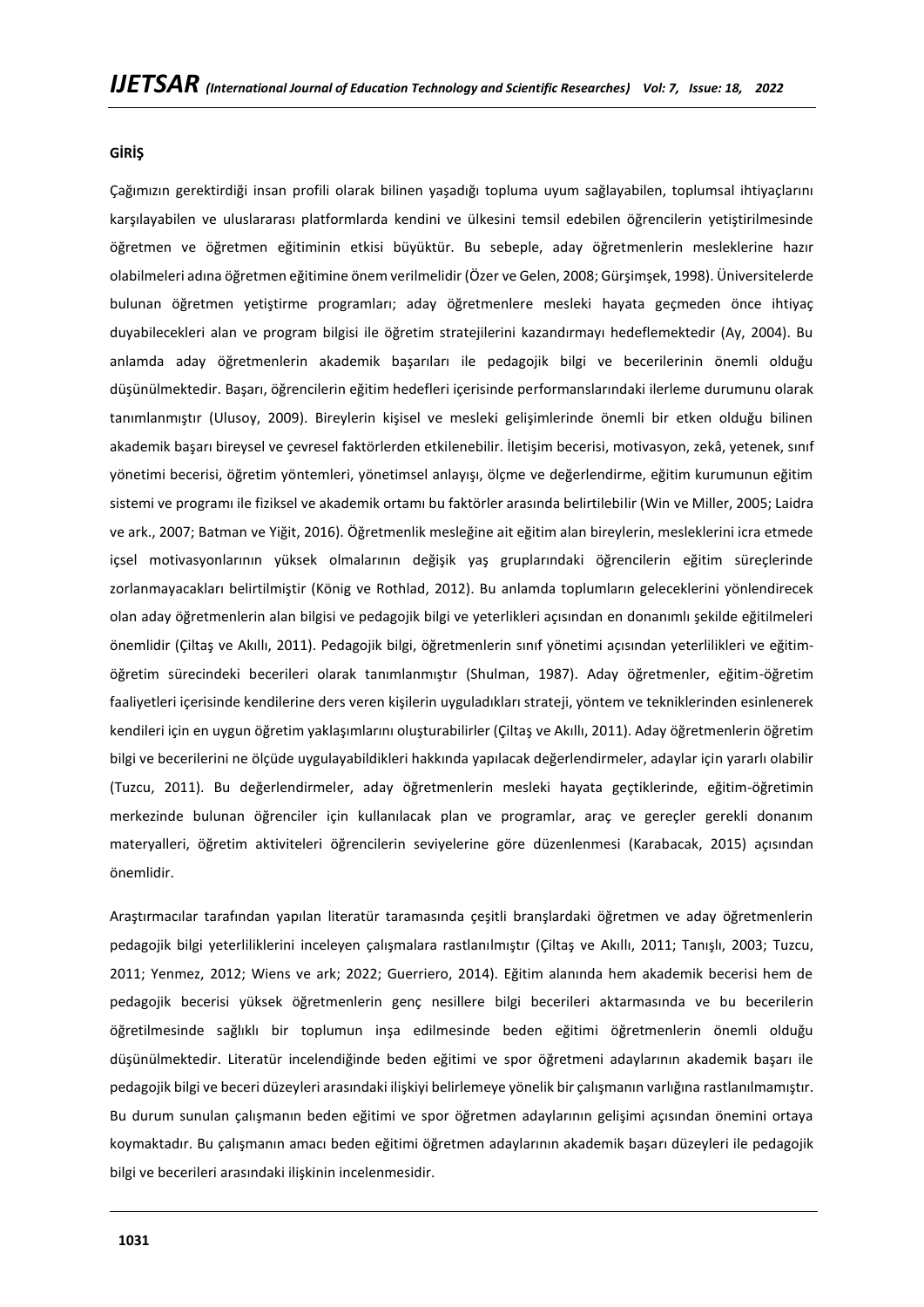## GİRİŞ

Çağımızın gerektirdiği insan profili olarak bilinen yaşadığı topluma uyum sağlayabilen, toplumsal ihtiyaçlarını karşılayabilen ve uluslararası platformlarda kendini ve ülkesini temsil edebilen öğrencilerin yetiştirilmesinde öğretmen ve öğretmen eğitiminin etkisi büyüktür. Bu sebeple, aday öğretmenlerin mesleklerine hazır olabilmeleri adına öğretmen eğitimine önem verilmelidir (Özer ve Gelen, 2008; Gürşimşek, 1998). Üniversitelerde bulunan öğretmen yetiştirme programları; aday öğretmenlere mesleki hayata geçmeden önce ihtiyaç duyabilecekleri alan ve program bilgisi ile öğretim stratejilerini kazandırmayı hedeflemektedir (Ay, 2004). Bu anlamda aday öğretmenlerin akademik başarıları ile pedagojik bilgi ve becerilerinin önemli olduğu düşünülmektedir. Başarı, öğrencilerin eğitim hedefleri içerisinde performanslarındaki ilerleme durumunu olarak tanımlanmıştır (Ulusoy, 2009). Bireylerin kişisel ve mesleki gelişimlerinde önemli bir etken olduğu bilinen akademik başarı bireysel ve çevresel faktörlerden etkilenebilir. İletişim becerisi, motivasyon, zekâ, yetenek, sınıf yönetimi becerisi, öğretim yöntemleri, yönetimsel anlayışı, ölçme ve değerlendirme, eğitim kurumunun eğitim sistemi ve programı ile fiziksel ve akademik ortamı bu faktörler arasında belirtilebilir (Win ve Miller, 2005; Laidra ve ark., 2007; Batman ve Yiğit, 2016). Öğretmenlik mesleğine ait eğitim alan bireylerin, mesleklerini icra etmede içsel motivasyonlarının yüksek olmalarının değişik yaş gruplarındaki öğrencilerin eğitim süreçlerinde zorlanmayacakları belirtilmiştir (König ve Rothlad, 2012). Bu anlamda toplumların geleceklerini yönlendirecek olan aday öğretmenlerin alan bilgisi ve pedagojik bilgi ve yeterlikleri açısından en donanımlı şekilde eğitilmeleri önemlidir (Çiltaş ve Akıllı, 2011). Pedagojik bilgi, öğretmenlerin sınıf yönetimi açısından yeterlilikleri ve eğitim-öğretim sürecindeki becerileri olarak tanımlanmıştır (Shulman, 1987). Aday öğretmenler, eğitim-öğretim faaliyetleri içerisinde kendilerine ders veren kişilerin uyguladıkları strateji, yöntem ve tekniklerinden esinlenerek kendileri için en uygun öğretim yaklaşımlarını oluşturabilirler (Çiltaş ve Akıllı, 2011). Aday öğretmenlerin öğretim bilgi ve becerilerini ne ölçüde uygulayabildikleri hakkında yapılacak değerlendirmeler, adaylar için yararlı olabilir (Tuzcu, 2011). Bu değerlendirmeler, aday öğretmenlerin mesleki hayata geçtiklerinde, eğitim-öğretimin merkezinde bulunan öğrenciler için kullanılacak plan ve programlar, araç ve gereçler gerekli donanım materyalleri, öğretim aktiviteleri öğrencilerin seviyelerine göre düzenlenmesi (Karabacak, 2015) açısından önemlidir.

Araştırmacılar tarafından yapılan literatür taramasında çeşitli branşlardaki öğretmen ve aday öğretmenlerin pedagojik bilgi yeterliliklerini inceleyen çalışmalara rastlanılmıştır (Çiltaş ve Akıllı, 2011; Tanışlı, 2003; Tuzcu, 2011; Yenmez, 2012; Wiens ve ark; 2022; Guerriero, 2014). Eğitim alanında hem akademik becerisi hem de pedagojik becerisi yüksek öğretmenlerin genç nesillere bilgi becerileri aktarmasında ve bu becerilerin öğretilmesinde sağlıklı bir toplumun inşa edilmesinde beden eğitimi öğretmenlerin önemli olduğu düşünülmektedir. Literatür incelendiğinde beden eğitimi ve spor öğretmeni adaylarının akademik başarı ile pedagojik bilgi ve beceri düzeyleri arasındaki ilişkiyi belirlemeye yönelik bir çalışmanın varlığına rastlanılmamıştır. Bu durum sunulan çalışmanın beden eğitimi ve spor öğretmen adaylarının gelişimi açısından önemini ortaya koymaktadır. Bu çalışmanın amacı beden eğitimi öğretmen adaylarının akademik başarı düzeyleri ile pedagojik bilgi ve becerileri arasındaki ilişkinin incelenmesidir.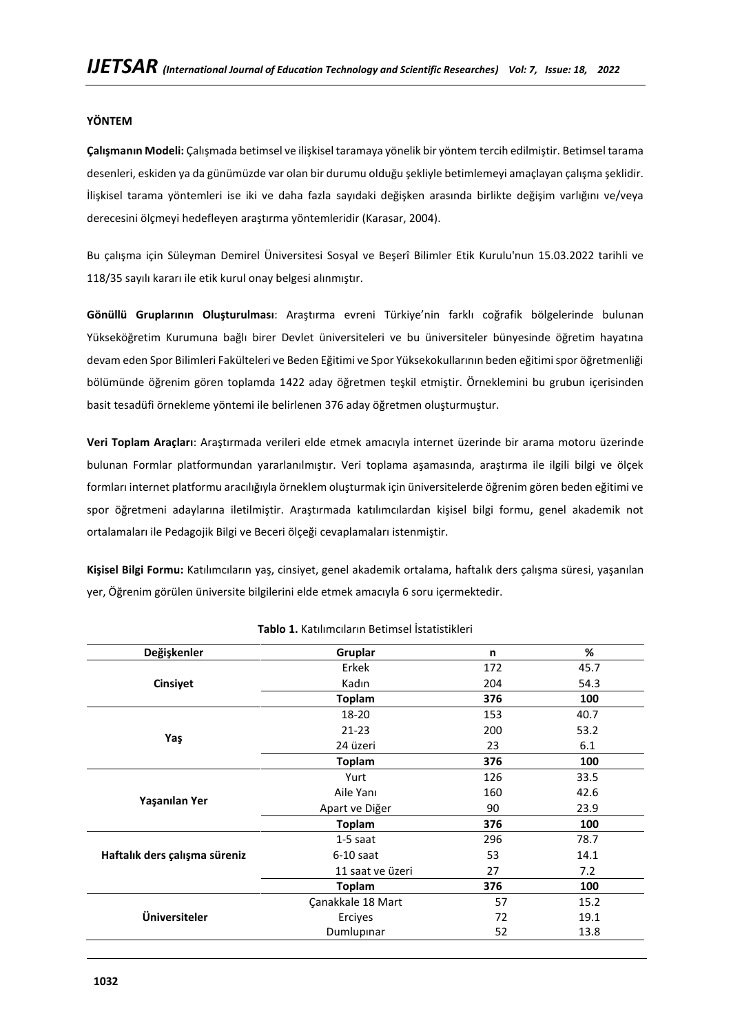**YÖNTEM**

**Çalışmanın Modeli:** Çalışmada betimsel ve ilişkisel taramaya yönelik bir yöntem tercih edilmiştir. Betimsel tarama desenleri, eskiden ya da günümüzde var olan bir durumu olduğu şekliyle betimlemeyi amaçlayan çalışma şeklidir. İlişkisel tarama yöntemleri ise iki ve daha fazla sayıdaki değişken arasında birlikte değişim varlığını ve/veya derecesini ölçmeyi hedefleyen araştırma yöntemleridir (Karasar, 2004).

Bu çalışma için Süleyman Demirel Üniversitesi Sosyal ve Beşerî Bilimler Etik Kurulu'nun 15.03.2022 tarihli ve 118/35 sayılı kararı ile etik kurul onay belgesi alınmıştır.

**Gönüllü Gruplarının Oluşturulması**: Araştırma evreni Türkiye'nin farklı coğrafik bölgelerinde bulunan Yükseköğretim Kurumuna bağlı birer Devlet üniversiteleri ve bu üniversiteler bünyesinde öğretim hayatına devam eden Spor Bilimleri Fakülteleri ve Beden Eğitimi ve Spor Yüksekokullarının beden eğitimi spor öğretmenliği bölümünde öğrenim gören toplamda 1422 aday öğretmen teşkil etmiştir. Örneklemini bu grubun içerisinden basit tesadüfi örnekleme yöntemi ile belirlenen 376 aday öğretmen oluşturmuştur.

**Veri Toplam Araçları**: Araştırmada verileri elde etmek amacıyla internet üzerinde bir arama motoru üzerinde bulunan Formlar platformundan yararlanılmıştır. Veri toplama aşamasında, araştırma ile ilgili bilgi ve ölçek formları internet platformu aracılığıyla örneklem oluşturmak için üniversitelerde öğrenim gören beden eğitimi ve spor öğretmeni adaylarına iletilmiştir. Araştırmada katılımcılardan kişisel bilgi formu, genel akademik not ortalamaları ile Pedagojik Bilgi ve Beceri ölçeği cevaplamaları istenmiştir.

**Kişisel Bilgi Formu:** Katılımcıların yaş, cinsiyet, genel akademik ortalama, haftalık ders çalışma süresi, yaşanılan yer, Öğrenim görülen üniversite bilgilerini elde etmek amacıyla 6 soru içermektedir.

**Tablo 1.** Katılımcıların Betimsel İstatistikleri

| Değişkenler | Gruplar | n | % |
|---|---|---|---|
| **Cinsiyet** | Erkek | 172 | 45.7 |
| | Kadın | 204 | 54.3 |
| | **Toplam** | **376** | **100** |
| **Yaş** | 18-20 | 153 | 40.7 |
| | 21-23 | 200 | 53.2 |
| | 24 üzeri | 23 | 6.1 |
| | **Toplam** | **376** | **100** |
| **Yaşanılan Yer** | Yurt | 126 | 33.5 |
| | Aile Yanı | 160 | 42.6 |
| | Apart ve Diğer | 90 | 23.9 |
| | **Toplam** | **376** | **100** |
| **Haftalık ders çalışma süreniz** | 1-5 saat | 296 | 78.7 |
| | 6-10 saat | 53 | 14.1 |
| | 11 saat ve üzeri | 27 | 7.2 |
| | **Toplam** | **376** | **100** |
| **Üniversiteler** | Çanakkale 18 Mart | 57 | 15.2 |
| | Erciyes | 72 | 19.1 |
| | Dumlupınar | 52 | 13.8 |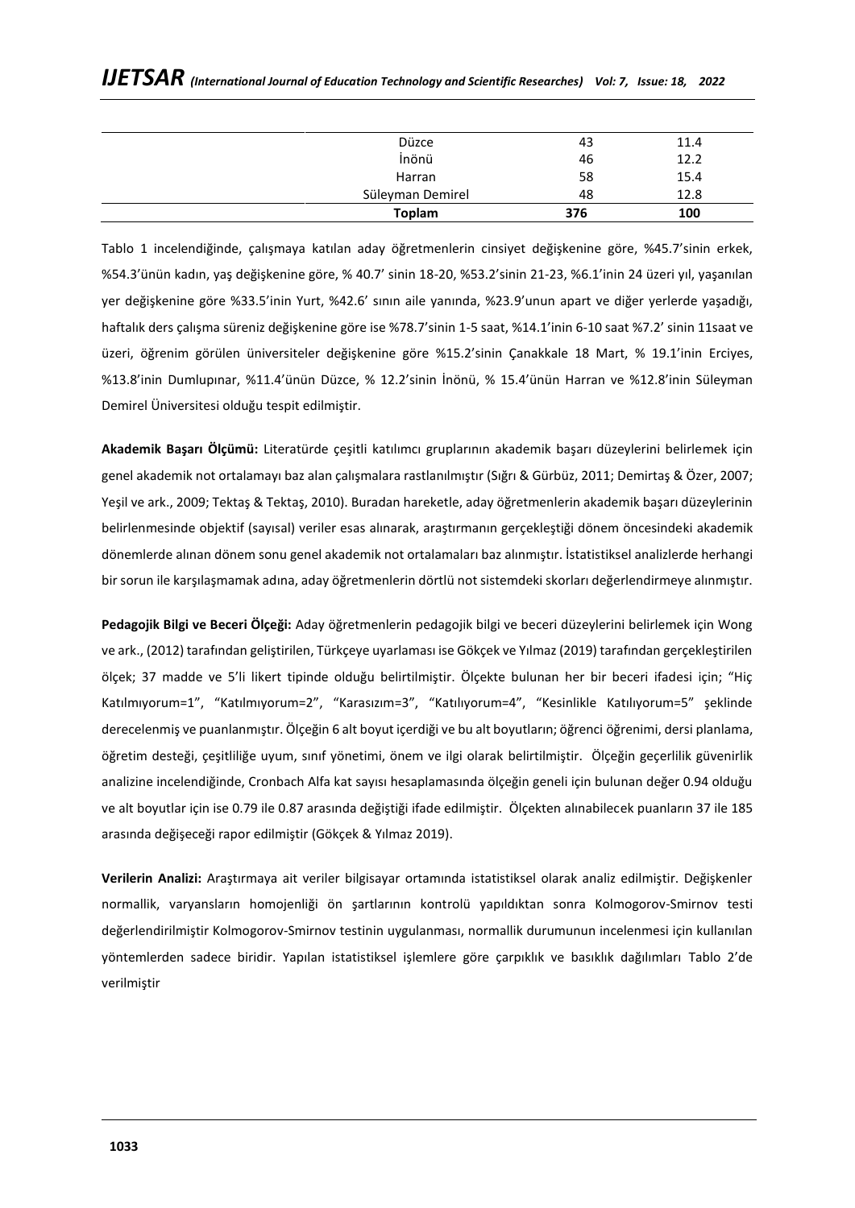| | | |
|---|---|---|
| Düzce | 43 | 11.4 |
| İnönü | 46 | 12.2 |
| Harran | 58 | 15.4 |
| Süleyman Demirel | 48 | 12.8 |
| **Toplam** | **376** | **100** |

Tablo 1 incelendiğinde, çalışmaya katılan aday öğretmenlerin cinsiyet değişkenine göre, %45.7'sinin erkek, %54.3'ünün kadın, yaş değişkenine göre, % 40.7' sinin 18-20, %53.2'sinin 21-23, %6.1'inin 24 üzeri yıl, yaşanılan yer değişkenine göre %33.5'inin Yurt, %42.6' sının aile yanında, %23.9'unun apart ve diğer yerlerde yaşadığı, haftalık ders çalışma süreniz değişkenine göre ise %78.7'sinin 1-5 saat, %14.1'inin 6-10 saat %7.2' sinin 11saat ve üzeri, öğrenim görülen üniversiteler değişkenine göre %15.2'sinin Çanakkale 18 Mart, % 19.1'inin Erciyes, %13.8'inin Dumlupınar, %11.4'ünün Düzce, % 12.2'sinin İnönü, % 15.4'ünün Harran ve %12.8'inin Süleyman Demirel Üniversitesi olduğu tespit edilmiştir.

**Akademik Başarı Ölçümü:** Literatürde çeşitli katılımcı gruplarının akademik başarı düzeylerini belirlemek için genel akademik not ortalamayı baz alan çalışmalara rastlanılmıştır (Sığrı & Gürbüz, 2011; Demirtaş & Özer, 2007; Yeşil ve ark., 2009; Tektaş & Tektaş, 2010). Buradan hareketle, aday öğretmenlerin akademik başarı düzeylerinin belirlenmesinde objektif (sayısal) veriler esas alınarak, araştırmanın gerçekleştiği dönem öncesindeki akademik dönemlerde alınan dönem sonu genel akademik not ortalamaları baz alınmıştır. İstatistiksel analizlerde herhangi bir sorun ile karşılaşmamak adına, aday öğretmenlerin dörtlü not sistemdeki skorları değerlendirmeye alınmıştır.

**Pedagojik Bilgi ve Beceri Ölçeği:** Aday öğretmenlerin pedagojik bilgi ve beceri düzeylerini belirlemek için Wong ve ark., (2012) tarafından geliştirilen, Türkçeye uyarlaması ise Gökçek ve Yılmaz (2019) tarafından gerçekleştirilen ölçek; 37 madde ve 5'li likert tipinde olduğu belirtilmiştir. Ölçekte bulunan her bir beceri ifadesi için; "Hiç Katılmıyorum=1", "Katılmıyorum=2", "Karasızım=3", "Katılıyorum=4", "Kesinlikle Katılıyorum=5" şeklinde derecelenmiş ve puanlanmıştır. Ölçeğin 6 alt boyut içerdiği ve bu alt boyutların; öğrenci öğrenimi, dersi planlama, öğretim desteği, çeşitliliğe uyum, sınıf yönetimi, önem ve ilgi olarak belirtilmiştir. Ölçeğin geçerlilik güvenirlik analizine incelendiğinde, Cronbach Alfa kat sayısı hesaplamasında ölçeğin geneli için bulunan değer 0.94 olduğu ve alt boyutlar için ise 0.79 ile 0.87 arasında değiştiği ifade edilmiştir. Ölçekten alınabilecek puanların 37 ile 185 arasında değişeceği rapor edilmiştir (Gökçek & Yılmaz 2019).

**Verilerin Analizi:** Araştırmaya ait veriler bilgisayar ortamında istatistiksel olarak analiz edilmiştir. Değişkenler normallik, varyansların homojenliği ön şartlarının kontrolü yapıldıktan sonra Kolmogorov-Smirnov testi değerlendirilmiştir Kolmogorov-Smirnov testinin uygulanması, normallik durumunun incelenmesi için kullanılan yöntemlerden sadece biridir. Yapılan istatistiksel işlemlere göre çarpıklık ve basıklık dağılımları Tablo 2'de verilmiştir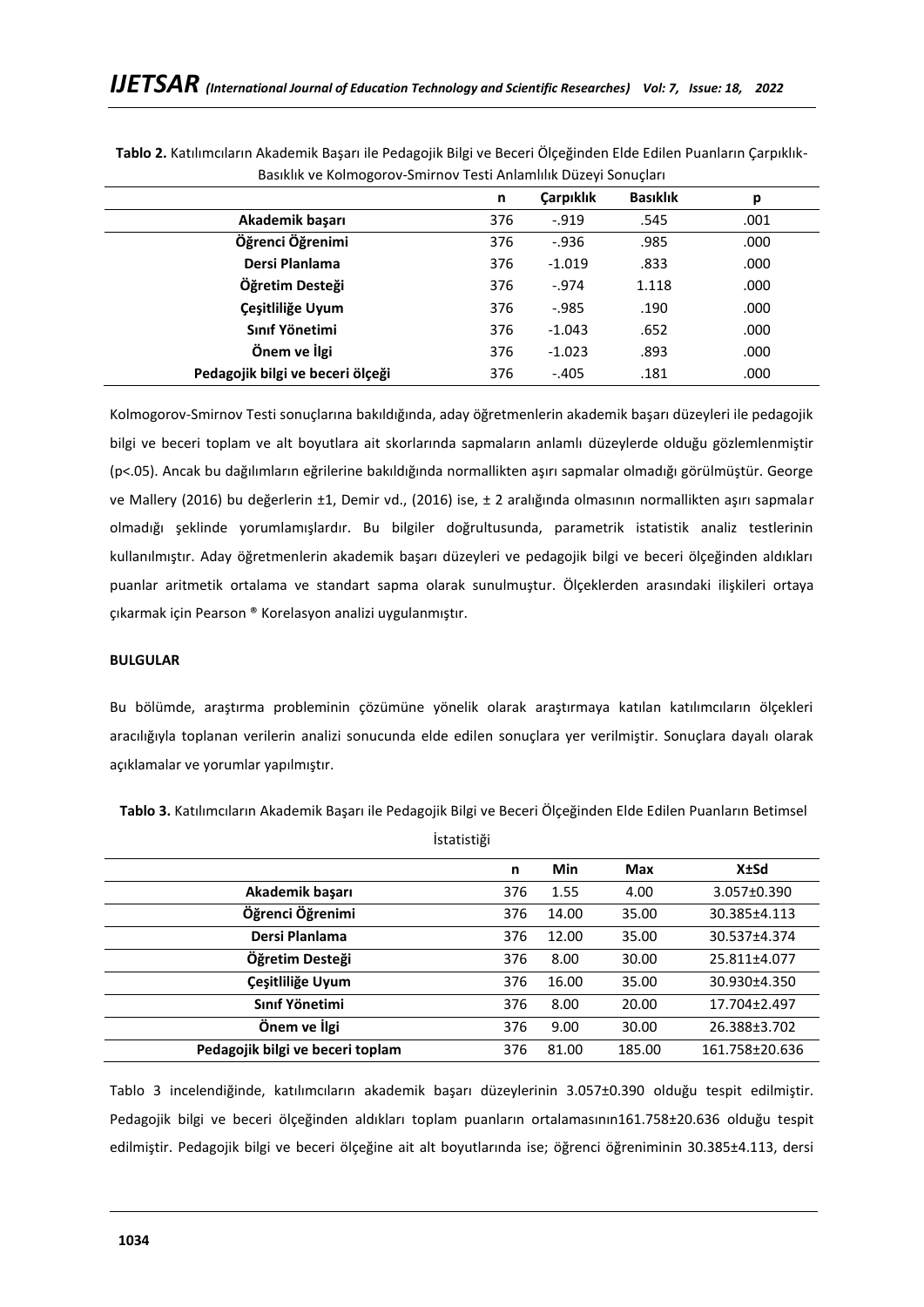**Tablo 2.** Katılımcıların Akademik Başarı ile Pedagojik Bilgi ve Beceri Ölçeğinden Elde Edilen Puanların Çarpıklık-Basıklık ve Kolmogorov-Smirnov Testi Anlamlılık Düzeyi Sonuçları

| | n | Çarpıklık | Basıklık | p |
|---|---|---|---|---|
| **Akademik başarı** | 376 | -.919 | .545 | .001 |
| **Öğrenci Öğrenimi** | 376 | -.936 | .985 | .000 |
| **Dersi Planlama** | 376 | -1.019 | .833 | .000 |
| **Öğretim Desteği** | 376 | -.974 | 1.118 | .000 |
| **Çeşitliliğe Uyum** | 376 | -.985 | .190 | .000 |
| **Sınıf Yönetimi** | 376 | -1.043 | .652 | .000 |
| **Önem ve İlgi** | 376 | -1.023 | .893 | .000 |
| **Pedagojik bilgi ve beceri ölçeği** | 376 | -.405 | .181 | .000 |

Kolmogorov-Smirnov Testi sonuçlarına bakıldığında, aday öğretmenlerin akademik başarı düzeyleri ile pedagojik bilgi ve beceri toplam ve alt boyutlara ait skorlarında sapmaların anlamlı düzeylerde olduğu gözlemlenmiştir ($p<.05$). Ancak bu dağılımların eğrilerine bakıldığında normallikten aşırı sapmalar olmadığı görülmüştür. George ve Mallery (2016) bu değerlerin ±1, Demir vd., (2016) ise, ± 2 aralığında olmasının normallikten aşırı sapmalar olmadığı şeklinde yorumlamışlardır. Bu bilgiler doğrultusunda, parametrik istatistik analiz testlerinin kullanılmıştır. Aday öğretmenlerin akademik başarı düzeyleri ve pedagojik bilgi ve beceri ölçeğinden aldıkları puanlar aritmetik ortalama ve standart sapma olarak sunulmuştur. Ölçeklerden arasındaki ilişkileri ortaya çıkarmak için Pearson ® Korelasyon analizi uygulanmıştır.

**BULGULAR**

Bu bölümde, araştırma probleminin çözümüne yönelik olarak araştırmaya katılan katılımcıların ölçekleri aracılığıyla toplanan verilerin analizi sonucunda elde edilen sonuçlara yer verilmiştir. Sonuçlara dayalı olarak açıklamalar ve yorumlar yapılmıştır.

**Tablo 3.** Katılımcıların Akademik Başarı ile Pedagojik Bilgi ve Beceri Ölçeğinden Elde Edilen Puanların Betimsel İstatistiği

| | n | Min | Max | X±Sd |
|---|---|---|---|---|
| **Akademik başarı** | 376 | 1.55 | 4.00 | 3.057±0.390 |
| **Öğrenci Öğrenimi** | 376 | 14.00 | 35.00 | 30.385±4.113 |
| **Dersi Planlama** | 376 | 12.00 | 35.00 | 30.537±4.374 |
| **Öğretim Desteği** | 376 | 8.00 | 30.00 | 25.811±4.077 |
| **Çeşitliliğe Uyum** | 376 | 16.00 | 35.00 | 30.930±4.350 |
| **Sınıf Yönetimi** | 376 | 8.00 | 20.00 | 17.704±2.497 |
| **Önem ve İlgi** | 376 | 9.00 | 30.00 | 26.388±3.702 |
| **Pedagojik bilgi ve beceri toplam** | 376 | 81.00 | 185.00 | 161.758±20.636 |

Tablo 3 incelendiğinde, katılımcıların akademik başarı düzeylerinin 3.057±0.390 olduğu tespit edilmiştir. Pedagojik bilgi ve beceri ölçeğinden aldıkları toplam puanların ortalamasının161.758±20.636 olduğu tespit edilmiştir. Pedagojik bilgi ve beceri ölçeğine ait alt boyutlarında ise; öğrenci öğreniminin 30.385±4.113, dersi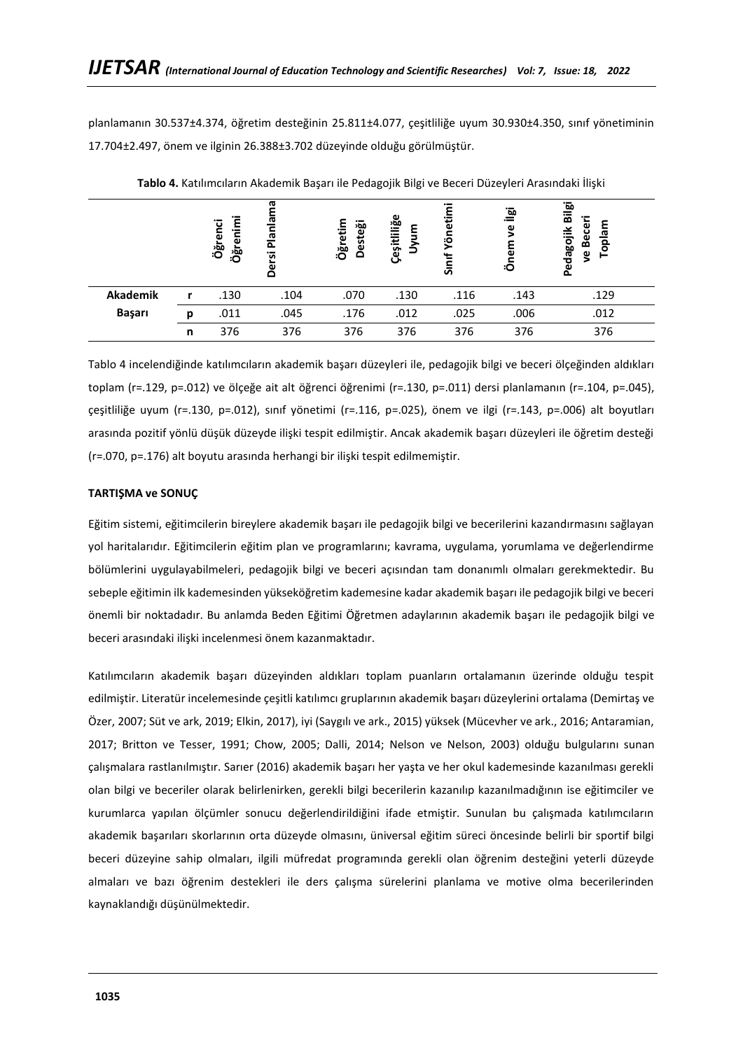planlamanın 30.537±4.374, öğretim desteğinin 25.811±4.077, çeşitliliğe uyum 30.930±4.350, sınıf yönetiminin 17.704±2.497, önem ve ilginin 26.388±3.702 düzeyinde olduğu görülmüştür.

**Tablo 4.** Katılımcıların Akademik Başarı ile Pedagojik Bilgi ve Beceri Düzeyleri Arasındaki İlişki

| | | Öğrenci Öğrenimi | Dersi Planlama | Öğretim Desteği | Çeşitliliğe Uyum | Sınıf Yönetimi | Önem ve İlgi | Pedagojik Bilgi ve Beceri Toplam |
|---|---|---|---|---|---|---|---|---|
| **Akademik Başarı** | **r** | .130 | .104 | .070 | .130 | .116 | .143 | .129 |
| | **p** | .011 | .045 | .176 | .012 | .025 | .006 | .012 |
| | **n** | 376 | 376 | 376 | 376 | 376 | 376 | 376 |

Tablo 4 incelendiğinde katılımcıların akademik başarı düzeyleri ile, pedagojik bilgi ve beceri ölçeğinden aldıkları toplam (r=.129, p=.012) ve ölçeğe ait alt öğrenci öğrenimi (r=.130, p=.011) dersi planlamanın (r=.104, p=.045), çeşitliliğe uyum (r=.130, p=.012), sınıf yönetimi (r=.116, p=.025), önem ve ilgi (r=.143, p=.006) alt boyutları arasında pozitif yönlü düşük düzeyde ilişki tespit edilmiştir. Ancak akademik başarı düzeyleri ile öğretim desteği (r=.070, p=.176) alt boyutu arasında herhangi bir ilişki tespit edilmemiştir.

**TARTIŞMA ve SONUÇ**

Eğitim sistemi, eğitimcilerin bireylere akademik başarı ile pedagojik bilgi ve becerilerini kazandırmasını sağlayan yol haritalarıdır. Eğitimcilerin eğitim plan ve programlarını; kavrama, uygulama, yorumlama ve değerlendirme bölümlerini uygulayabilmeleri, pedagojik bilgi ve beceri açısından tam donanımlı olmaları gerekmektedir. Bu sebeple eğitimin ilk kademesinden yükseköğretim kademesine kadar akademik başarı ile pedagojik bilgi ve beceri önemli bir noktadadır. Bu anlamda Beden Eğitimi Öğretmen adaylarının akademik başarı ile pedagojik bilgi ve beceri arasındaki ilişki incelenmesi önem kazanmaktadır.

Katılımcıların akademik başarı düzeyinden aldıkları toplam puanların ortalamanın üzerinde olduğu tespit edilmiştir. Literatür incelemesinde çeşitli katılımcı gruplarının akademik başarı düzeylerini ortalama (Demirtaş ve Özer, 2007; Süt ve ark, 2019; Elkin, 2017), iyi (Saygılı ve ark., 2015) yüksek (Mücevher ve ark., 2016; Antaramian, 2017; Britton ve Tesser, 1991; Chow, 2005; Dalli, 2014; Nelson ve Nelson, 2003) olduğu bulgularını sunan çalışmalara rastlanılmıştır. Sarıer (2016) akademik başarı her yaşta ve her okul kademesinde kazanılması gerekli olan bilgi ve beceriler olarak belirlenirken, gerekli bilgi becerilerin kazanılıp kazanılmadığının ise eğitimciler ve kurumlarca yapılan ölçümler sonucu değerlendirildiğini ifade etmiştir. Sunulan bu çalışmada katılımcıların akademik başarıları skorlarının orta düzeyde olmasını, üniversal eğitim süreci öncesinde belirli bir sportif bilgi beceri düzeyine sahip olmaları, ilgili müfredat programında gerekli olan öğrenim desteğini yeterli düzeyde almaları ve bazı öğrenim destekleri ile ders çalışma sürelerini planlama ve motive olma becerilerinden kaynaklandığı düşünülmektedir.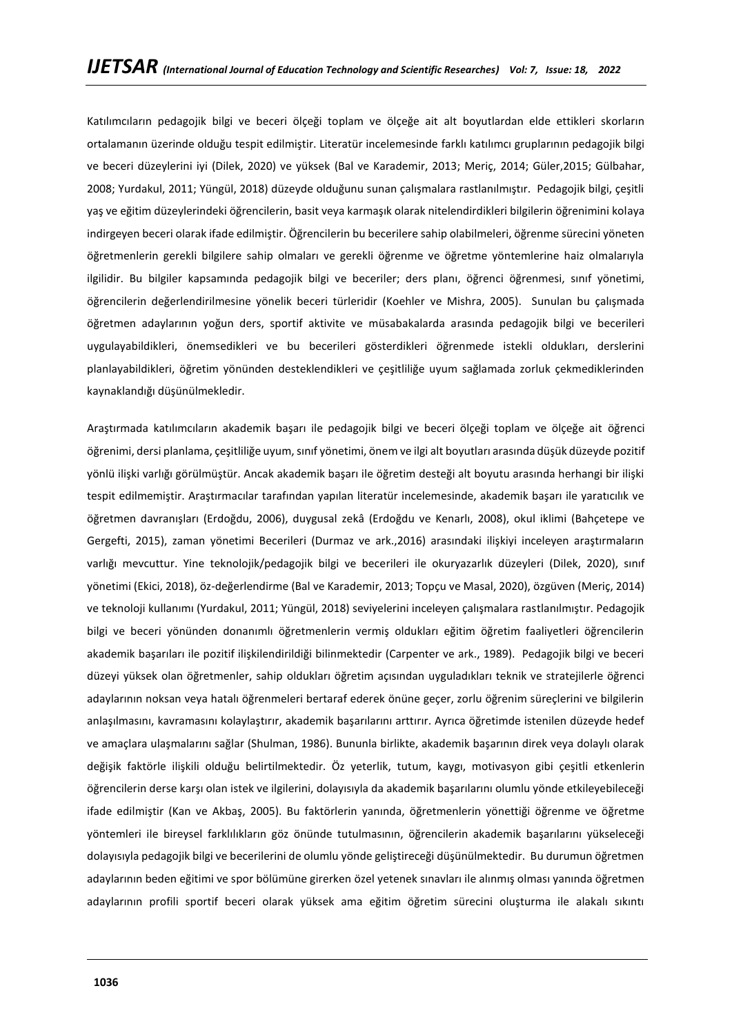Katılımcıların pedagojik bilgi ve beceri ölçeği toplam ve ölçeğe ait alt boyutlardan elde ettikleri skorların ortalamanın üzerinde olduğu tespit edilmiştir. Literatür incelemesinde farklı katılımcı gruplarının pedagojik bilgi ve beceri düzeylerini iyi (Dilek, 2020) ve yüksek (Bal ve Karademir, 2013; Meriç, 2014; Güler,2015; Gülbahar, 2008; Yurdakul, 2011; Yüngül, 2018) düzeyde olduğunu sunan çalışmalara rastlanılmıştır. Pedagojik bilgi, çeşitli yaş ve eğitim düzeylerindeki öğrencilerin, basit veya karmaşık olarak nitelendirdikleri bilgilerin öğrenimini kolaya indirgeyen beceri olarak ifade edilmiştir. Öğrencilerin bu becerilere sahip olabilmeleri, öğrenme sürecini yöneten öğretmenlerin gerekli bilgilere sahip olmaları ve gerekli öğrenme ve öğretme yöntemlerine haiz olmalarıyla ilgilidir. Bu bilgiler kapsamında pedagojik bilgi ve beceriler; ders planı, öğrenci öğrenmesi, sınıf yönetimi, öğrencilerin değerlendirilmesine yönelik beceri türleridir (Koehler ve Mishra, 2005). Sunulan bu çalışmada öğretmen adaylarının yoğun ders, sportif aktivite ve müsabakalarda arasında pedagojik bilgi ve becerileri uygulayabildikleri, önemsedikleri ve bu becerileri gösterdikleri öğrenmede istekli oldukları, derslerini planlayabildikleri, öğretim yönünden desteklendikleri ve çeşitliliğe uyum sağlamada zorluk çekmediklerinden kaynaklandığı düşünülmekledir.

Araştırmada katılımcıların akademik başarı ile pedagojik bilgi ve beceri ölçeği toplam ve ölçeğe ait öğrenci öğrenimi, dersi planlama, çeşitliliğe uyum, sınıf yönetimi, önem ve ilgi alt boyutları arasında düşük düzeyde pozitif yönlü ilişki varlığı görülmüştür. Ancak akademik başarı ile öğretim desteği alt boyutu arasında herhangi bir ilişki tespit edilmemiştir. Araştırmacılar tarafından yapılan literatür incelemesinde, akademik başarı ile yaratıcılık ve öğretmen davranışları (Erdoğdu, 2006), duygusal zekâ (Erdoğdu ve Kenarlı, 2008), okul iklimi (Bahçetepe ve Gergefti, 2015), zaman yönetimi Becerileri (Durmaz ve ark.,2016) arasındaki ilişkiyi inceleyen araştırmaların varlığı mevcuttur. Yine teknolojik/pedagojik bilgi ve becerileri ile okuryazarlık düzeyleri (Dilek, 2020), sınıf yönetimi (Ekici, 2018), öz-değerlendirme (Bal ve Karademir, 2013; Topçu ve Masal, 2020), özgüven (Meriç, 2014) ve teknoloji kullanımı (Yurdakul, 2011; Yüngül, 2018) seviyelerini inceleyen çalışmalara rastlanılmıştır. Pedagojik bilgi ve beceri yönünden donanımlı öğretmenlerin vermiş oldukları eğitim öğretim faaliyetleri öğrencilerin akademik başarıları ile pozitif ilişkilendirildiği bilinmektedir (Carpenter ve ark., 1989). Pedagojik bilgi ve beceri düzeyi yüksek olan öğretmenler, sahip oldukları öğretim açısından uyguladıkları teknik ve stratejilerle öğrenci adaylarının noksan veya hatalı öğrenmeleri bertaraf ederek önüne geçer, zorlu öğrenim süreçlerini ve bilgilerin anlaşılmasını, kavramasını kolaylaştırır, akademik başarılarını arttırır. Ayrıca öğretimde istenilen düzeyde hedef ve amaçlara ulaşmalarını sağlar (Shulman, 1986). Bununla birlikte, akademik başarının direk veya dolaylı olarak değişik faktörle ilişkili olduğu belirtilmektedir. Öz yeterlik, tutum, kaygı, motivasyon gibi çeşitli etkenlerin öğrencilerin derse karşı olan istek ve ilgilerini, dolayısıyla da akademik başarılarını olumlu yönde etkileyebileceği ifade edilmiştir (Kan ve Akbaş, 2005). Bu faktörlerin yanında, öğretmenlerin yönettiği öğrenme ve öğretme yöntemleri ile bireysel farklılıkların göz önünde tutulmasının, öğrencilerin akademik başarılarını yükseleceği dolayısıyla pedagojik bilgi ve becerilerini de olumlu yönde geliştireceği düşünülmektedir. Bu durumun öğretmen adaylarının beden eğitimi ve spor bölümüne girerken özel yetenek sınavları ile alınmış olması yanında öğretmen adaylarının profili sportif beceri olarak yüksek ama eğitim öğretim sürecini oluşturma ile alakalı sıkıntı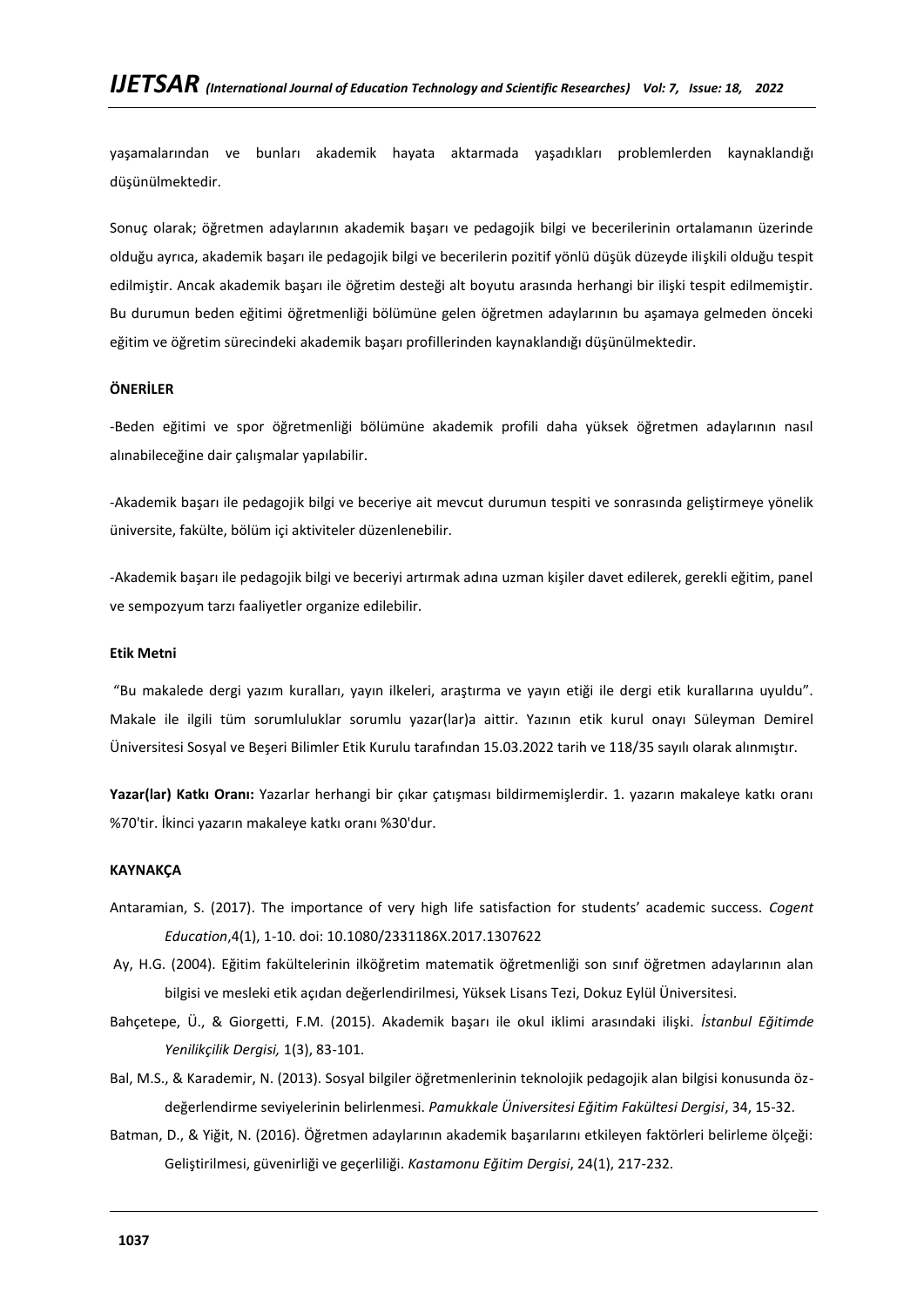yaşamalarından ve bunları akademik hayata aktarmada yaşadıkları problemlerden kaynaklandığı düşünülmektedir.

Sonuç olarak; öğretmen adaylarının akademik başarı ve pedagojik bilgi ve becerilerinin ortalamanın üzerinde olduğu ayrıca, akademik başarı ile pedagojik bilgi ve becerilerin pozitif yönlü düşük düzeyde ilişkili olduğu tespit edilmiştir. Ancak akademik başarı ile öğretim desteği alt boyutu arasında herhangi bir ilişki tespit edilmemiştir. Bu durumun beden eğitimi öğretmenliği bölümüne gelen öğretmen adaylarının bu aşamaya gelmeden önceki eğitim ve öğretim sürecindeki akademik başarı profillerinden kaynaklandığı düşünülmektedir.

## ÖNERİLER

-Beden eğitimi ve spor öğretmenliği bölümüne akademik profili daha yüksek öğretmen adaylarının nasıl alınabileceğine dair çalışmalar yapılabilir.

-Akademik başarı ile pedagojik bilgi ve beceriye ait mevcut durumun tespiti ve sonrasında geliştirmeye yönelik üniversite, fakülte, bölüm içi aktiviteler düzenlenebilir.

-Akademik başarı ile pedagojik bilgi ve beceriyi artırmak adına uzman kişiler davet edilerek, gerekli eğitim, panel ve sempozyum tarzı faaliyetler organize edilebilir.

## Etik Metni

"Bu makalede dergi yazım kuralları, yayın ilkeleri, araştırma ve yayın etiği ile dergi etik kurallarına uyuldu". Makale ile ilgili tüm sorumluluklar sorumlu yazar(lar)a aittir. Yazının etik kurul onayı Süleyman Demirel Üniversitesi Sosyal ve Beşeri Bilimler Etik Kurulu tarafından 15.03.2022 tarih ve 118/35 sayılı olarak alınmıştır.

**Yazar(lar) Katkı Oranı:** Yazarlar herhangi bir çıkar çatışması bildirmemişlerdir. 1. yazarın makaleye katkı oranı %70'tir. İkinci yazarın makaleye katkı oranı %30'dur.

## KAYNAKÇA

Antaramian, S. (2017). The importance of very high life satisfaction for students' academic success. *Cogent Education*,4(1), 1-10. doi: 10.1080/2331186X.2017.1307622

Ay, H.G. (2004). Eğitim fakültelerinin ilköğretim matematik öğretmenliği son sınıf öğretmen adaylarının alan bilgisi ve mesleki etik açıdan değerlendirilmesi, Yüksek Lisans Tezi, Dokuz Eylül Üniversitesi.

Bahçetepe, Ü., & Giorgetti, F.M. (2015). Akademik başarı ile okul iklimi arasındaki ilişki. *İstanbul Eğitimde Yenilikçilik Dergisi,* 1(3), 83-101.

Bal, M.S., & Karademir, N. (2013). Sosyal bilgiler öğretmenlerinin teknolojik pedagojik alan bilgisi konusunda öz-değerlendirme seviyelerinin belirlenmesi. *Pamukkale Üniversitesi Eğitim Fakültesi Dergisi*, 34, 15-32.

Batman, D., & Yiğit, N. (2016). Öğretmen adaylarının akademik başarılarını etkileyen faktörleri belirleme ölçeği: Geliştirilmesi, güvenirliği ve geçerliliği. *Kastamonu Eğitim Dergisi*, 24(1), 217-232.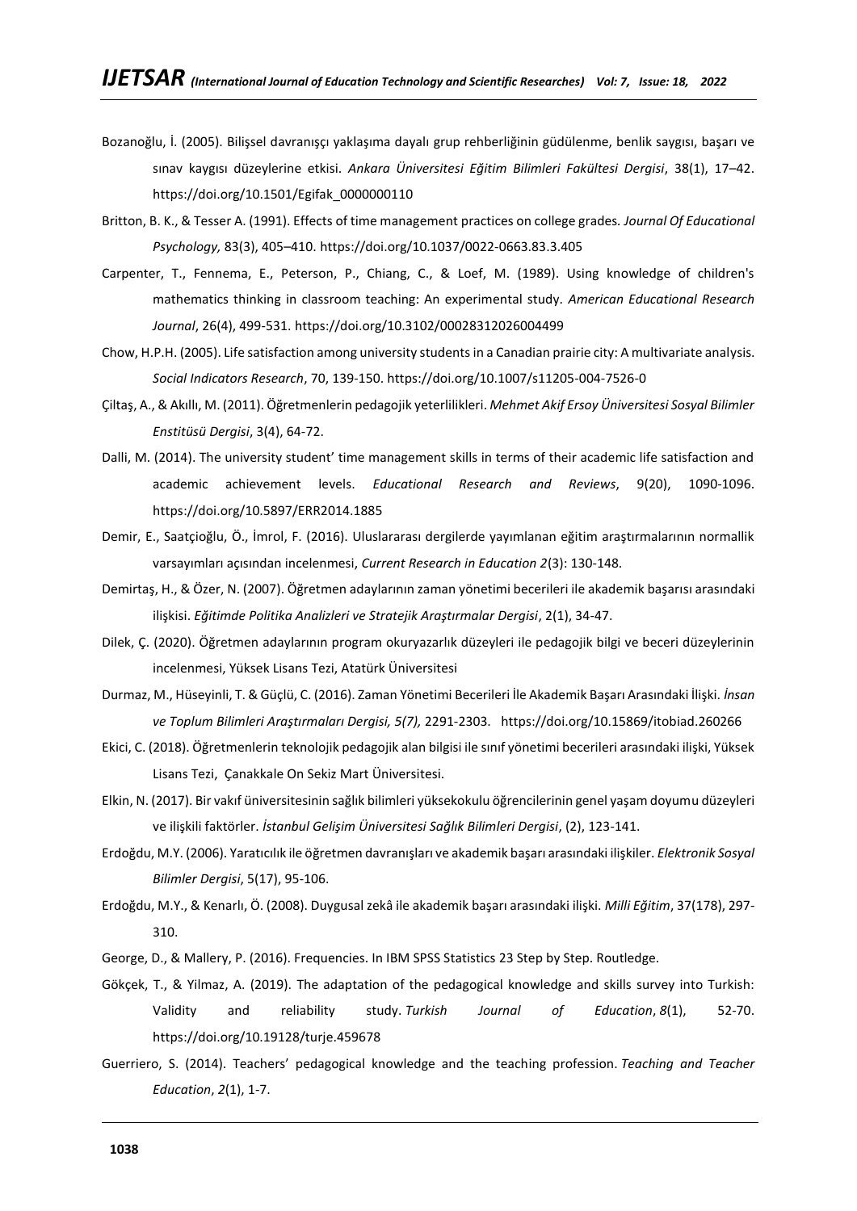Bozanoğlu, İ. (2005). Bilişsel davranışçı yaklaşıma dayalı grup rehberliğinin güdülenme, benlik saygısı, başarı ve sınav kaygısı düzeylerine etkisi. *Ankara Üniversitesi Eğitim Bilimleri Fakültesi Dergisi*, 38(1), 17–42. https://doi.org/10.1501/Egifak_0000000110

Britton, B. K., & Tesser A. (1991). Effects of time management practices on college grades. *Journal Of Educational Psychology,* 83(3), 405–410. https://doi.org/10.1037/0022-0663.83.3.405

Carpenter, T., Fennema, E., Peterson, P., Chiang, C., & Loef, M. (1989). Using knowledge of children's mathematics thinking in classroom teaching: An experimental study. *American Educational Research Journal*, 26(4), 499-531. https://doi.org/10.3102/00028312026004499

Chow, H.P.H. (2005). Life satisfaction among university students in a Canadian prairie city: A multivariate analysis. *Social Indicators Research*, 70, 139-150. https://doi.org/10.1007/s11205-004-7526-0

Çiltaş, A., & Akıllı, M. (2011). Öğretmenlerin pedagojik yeterlilikleri. *Mehmet Akif Ersoy Üniversitesi Sosyal Bilimler Enstitüsü Dergisi*, 3(4), 64-72.

Dalli, M. (2014). The university student' time management skills in terms of their academic life satisfaction and academic achievement levels. *Educational Research and Reviews*, 9(20), 1090-1096. https://doi.org/10.5897/ERR2014.1885

Demir, E., Saatçioğlu, Ö., İmrol, F. (2016). Uluslararası dergilerde yayımlanan eğitim araştırmalarının normallik varsayımları açısından incelenmesi, *Current Research in Education 2*(3): 130-148.

Demirtaş, H., & Özer, N. (2007). Öğretmen adaylarının zaman yönetimi becerileri ile akademik başarısı arasındaki ilişkisi. *Eğitimde Politika Analizleri ve Stratejik Araştırmalar Dergisi*, 2(1), 34-47.

Dilek, Ç. (2020). Öğretmen adaylarının program okuryazarlık düzeyleri ile pedagojik bilgi ve beceri düzeylerinin incelenmesi, Yüksek Lisans Tezi, Atatürk Üniversitesi

Durmaz, M., Hüseyinli, T. & Güçlü, C. (2016). Zaman Yönetimi Becerileri İle Akademik Başarı Arasındaki İlişki. *İnsan ve Toplum Bilimleri Araştırmaları Dergisi, 5(7),* 2291-2303. https://doi.org/10.15869/itobiad.260266

Ekici, C. (2018). Öğretmenlerin teknolojik pedagojik alan bilgisi ile sınıf yönetimi becerileri arasındaki ilişki, Yüksek Lisans Tezi, Çanakkale On Sekiz Mart Üniversitesi.

Elkin, N. (2017). Bir vakıf üniversitesinin sağlık bilimleri yüksekokulu öğrencilerinin genel yaşam doyumu düzeyleri ve ilişkili faktörler. *İstanbul Gelişim Üniversitesi Sağlık Bilimleri Dergisi*, (2), 123-141.

Erdoğdu, M.Y. (2006). Yaratıcılık ile öğretmen davranışları ve akademik başarı arasındaki ilişkiler. *Elektronik Sosyal Bilimler Dergisi*, 5(17), 95-106.

Erdoğdu, M.Y., & Kenarlı, Ö. (2008). Duygusal zekâ ile akademik başarı arasındaki ilişki. *Milli Eğitim*, 37(178), 297-310.

George, D., & Mallery, P. (2016). Frequencies. In IBM SPSS Statistics 23 Step by Step. Routledge.

Gökçek, T., & Yilmaz, A. (2019). The adaptation of the pedagogical knowledge and skills survey into Turkish: Validity and reliability study. *Turkish Journal of Education*, *8*(1), 52-70. https://doi.org/10.19128/turje.459678

Guerriero, S. (2014). Teachers' pedagogical knowledge and the teaching profession. *Teaching and Teacher Education*, *2*(1), 1-7.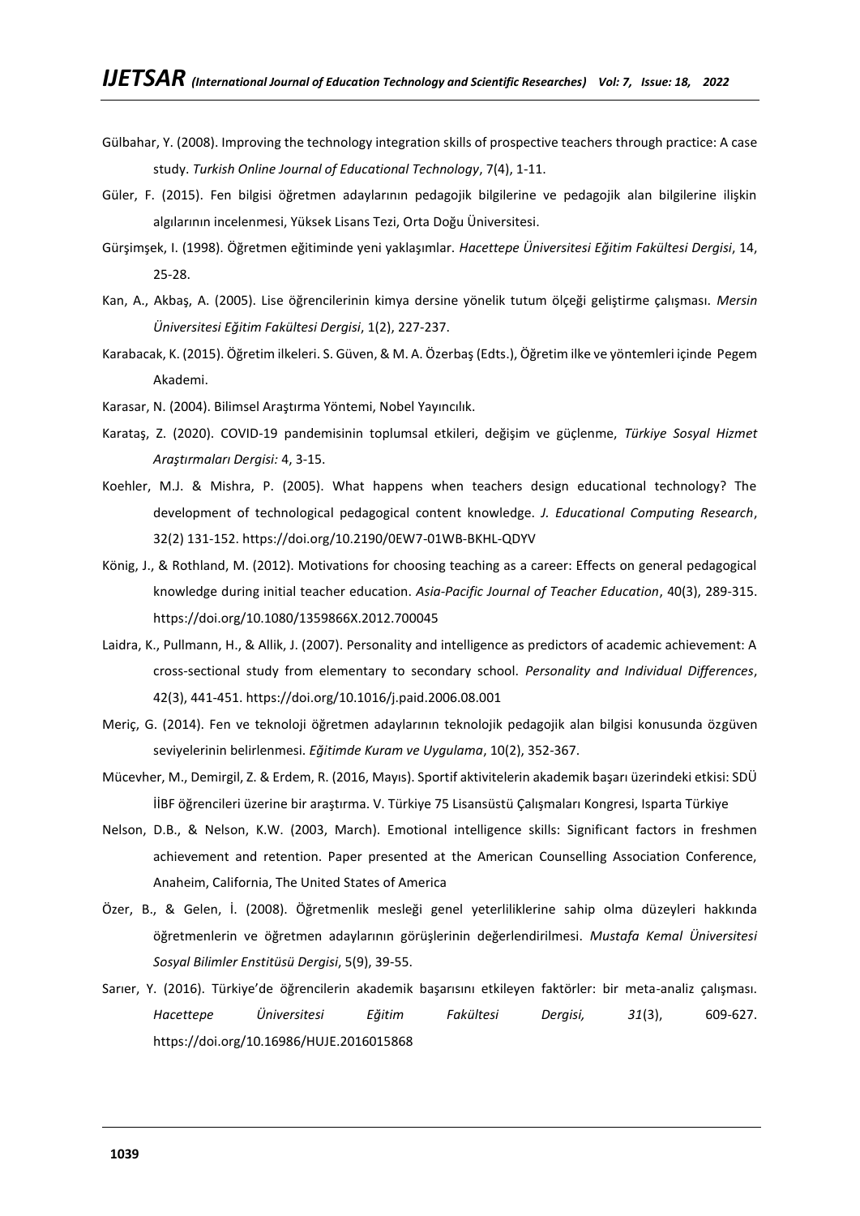Gülbahar, Y. (2008). Improving the technology integration skills of prospective teachers through practice: A case study. *Turkish Online Journal of Educational Technology*, 7(4), 1-11.

Güler, F. (2015). Fen bilgisi öğretmen adaylarının pedagojik bilgilerine ve pedagojik alan bilgilerine ilişkin algılarının incelenmesi, Yüksek Lisans Tezi, Orta Doğu Üniversitesi.

Gürşimşek, I. (1998). Öğretmen eğitiminde yeni yaklaşımlar. *Hacettepe Üniversitesi Eğitim Fakültesi Dergisi*, 14, 25-28.

Kan, A., Akbaş, A. (2005). Lise öğrencilerinin kimya dersine yönelik tutum ölçeği geliştirme çalışması. *Mersin Üniversitesi Eğitim Fakültesi Dergisi*, 1(2), 227-237.

Karabacak, K. (2015). Öğretim ilkeleri. S. Güven, & M. A. Özerbaş (Edts.), Öğretim ilke ve yöntemleri içinde Pegem Akademi.

Karasar, N. (2004). Bilimsel Araştırma Yöntemi, Nobel Yayıncılık.

Karataş, Z. (2020). COVID-19 pandemisinin toplumsal etkileri, değişim ve güçlenme, *Türkiye Sosyal Hizmet Araştırmaları Dergisi:* 4, 3-15.

Koehler, M.J. & Mishra, P. (2005). What happens when teachers design educational technology? The development of technological pedagogical content knowledge. *J. Educational Computing Research*, 32(2) 131-152. https://doi.org/10.2190/0EW7-01WB-BKHL-QDYV

König, J., & Rothland, M. (2012). Motivations for choosing teaching as a career: Effects on general pedagogical knowledge during initial teacher education. *Asia-Pacific Journal of Teacher Education*, 40(3), 289-315. https://doi.org/10.1080/1359866X.2012.700045

Laidra, K., Pullmann, H., & Allik, J. (2007). Personality and intelligence as predictors of academic achievement: A cross-sectional study from elementary to secondary school. *Personality and Individual Differences*, 42(3), 441-451. https://doi.org/10.1016/j.paid.2006.08.001

Meriç, G. (2014). Fen ve teknoloji öğretmen adaylarının teknolojik pedagojik alan bilgisi konusunda özgüven seviyelerinin belirlenmesi. *Eğitimde Kuram ve Uygulama*, 10(2), 352-367.

Mücevher, M., Demirgil, Z. & Erdem, R. (2016, Mayıs). Sportif aktivitelerin akademik başarı üzerindeki etkisi: SDÜ İİBF öğrencileri üzerine bir araştırma. V. Türkiye 75 Lisansüstü Çalışmaları Kongresi, Isparta Türkiye

Nelson, D.B., & Nelson, K.W. (2003, March). Emotional intelligence skills: Significant factors in freshmen achievement and retention. Paper presented at the American Counselling Association Conference, Anaheim, California, The United States of America

Özer, B., & Gelen, İ. (2008). Öğretmenlik mesleği genel yeterliliklerine sahip olma düzeyleri hakkında öğretmenlerin ve öğretmen adaylarının görüşlerinin değerlendirilmesi. *Mustafa Kemal Üniversitesi Sosyal Bilimler Enstitüsü Dergisi*, 5(9), 39-55.

Sarıer, Y. (2016). Türkiye'de öğrencilerin akademik başarısını etkileyen faktörler: bir meta-analiz çalışması. *Hacettepe Üniversitesi Eğitim Fakültesi Dergisi, 31*(3), 609-627. https://doi.org/10.16986/HUJE.2016015868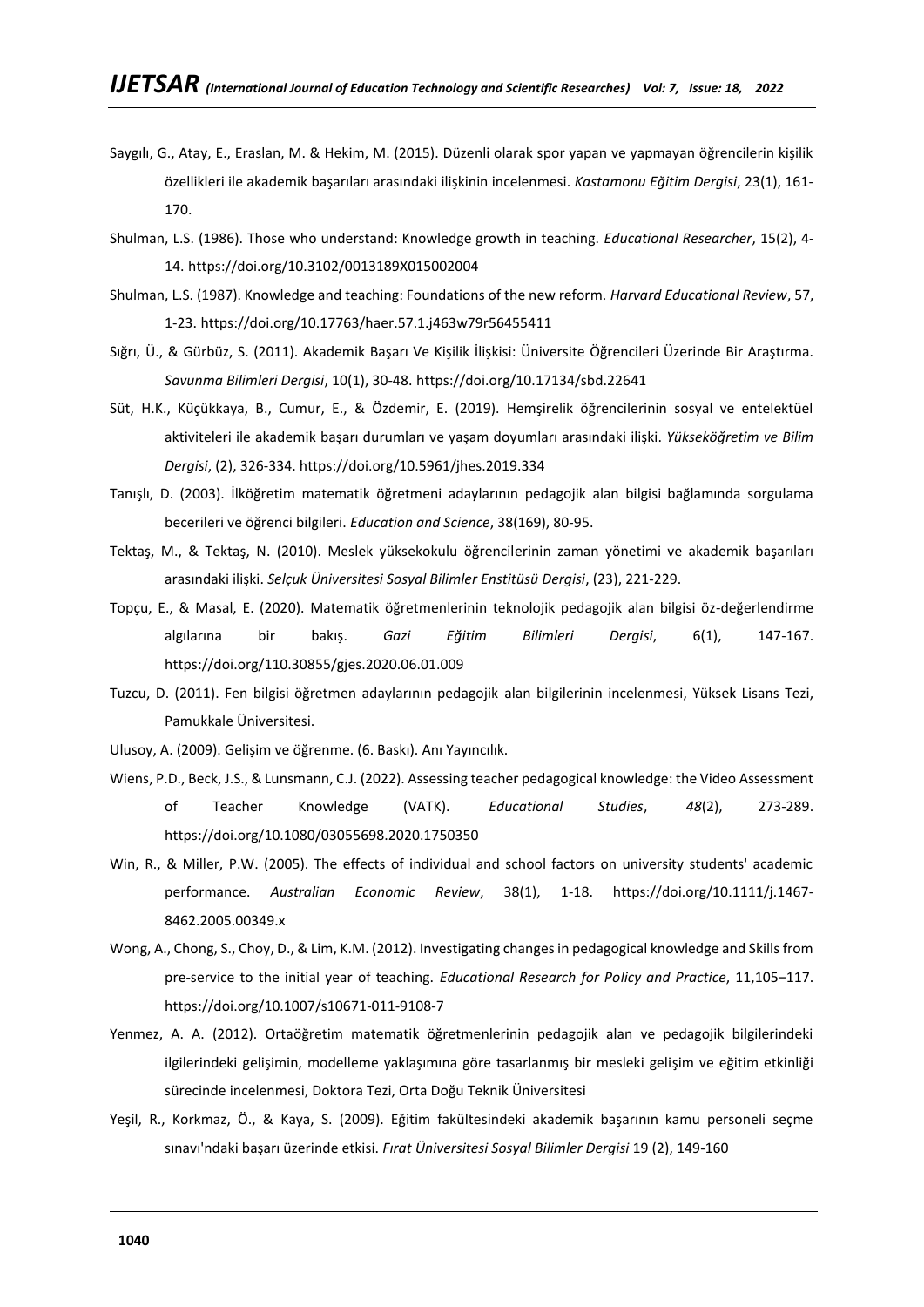Saygılı, G., Atay, E., Eraslan, M. & Hekim, M. (2015). Düzenli olarak spor yapan ve yapmayan öğrencilerin kişilik özellikleri ile akademik başarıları arasındaki ilişkinin incelenmesi. *Kastamonu Eğitim Dergisi*, 23(1), 161-170.

Shulman, L.S. (1986). Those who understand: Knowledge growth in teaching. *Educational Researcher*, 15(2), 4-14. https://doi.org/10.3102/0013189X015002004

Shulman, L.S. (1987). Knowledge and teaching: Foundations of the new reform. *Harvard Educational Review*, 57, 1-23. https://doi.org/10.17763/haer.57.1.j463w79r56455411

Sığrı, Ü., & Gürbüz, S. (2011). Akademik Başarı Ve Kişilik İlişkisi: Üniversite Öğrencileri Üzerinde Bir Araştırma. *Savunma Bilimleri Dergisi*, 10(1), 30-48. https://doi.org/10.17134/sbd.22641

Süt, H.K., Küçükkaya, B., Cumur, E., & Özdemir, E. (2019). Hemşirelik öğrencilerinin sosyal ve entelektüel aktiviteleri ile akademik başarı durumları ve yaşam doyumları arasındaki ilişki. *Yükseköğretim ve Bilim Dergisi*, (2), 326-334. https://doi.org/10.5961/jhes.2019.334

Tanışlı, D. (2003). İlköğretim matematik öğretmeni adaylarının pedagojik alan bilgisi bağlamında sorgulama becerileri ve öğrenci bilgileri. *Education and Science*, 38(169), 80-95.

Tektaş, M., & Tektaş, N. (2010). Meslek yüksekokulu öğrencilerinin zaman yönetimi ve akademik başarıları arasındaki ilişki. *Selçuk Üniversitesi Sosyal Bilimler Enstitüsü Dergisi*, (23), 221-229.

Topçu, E., & Masal, E. (2020). Matematik öğretmenlerinin teknolojik pedagojik alan bilgisi öz-değerlendirme algılarına bir bakış. *Gazi Eğitim Bilimleri Dergisi*, 6(1), 147-167. https://doi.org/110.30855/gjes.2020.06.01.009

Tuzcu, D. (2011). Fen bilgisi öğretmen adaylarının pedagojik alan bilgilerinin incelenmesi, Yüksek Lisans Tezi, Pamukkale Üniversitesi.

Ulusoy, A. (2009). Gelişim ve öğrenme. (6. Baskı). Anı Yayıncılık.

Wiens, P.D., Beck, J.S., & Lunsmann, C.J. (2022). Assessing teacher pedagogical knowledge: the Video Assessment of Teacher Knowledge (VATK). *Educational Studies*, *48*(2), 273-289. https://doi.org/10.1080/03055698.2020.1750350

Win, R., & Miller, P.W. (2005). The effects of individual and school factors on university students' academic performance. *Australian Economic Review*, 38(1), 1-18. https://doi.org/10.1111/j.1467-8462.2005.00349.x

Wong, A., Chong, S., Choy, D., & Lim, K.M. (2012). Investigating changes in pedagogical knowledge and Skills from pre-service to the initial year of teaching. *Educational Research for Policy and Practice*, 11,105–117. https://doi.org/10.1007/s10671-011-9108-7

Yenmez, A. A. (2012). Ortaöğretim matematik öğretmenlerinin pedagojik alan ve pedagojik bilgilerindeki ilgilerindeki gelişimin, modelleme yaklaşımına göre tasarlanmış bir mesleki gelişim ve eğitim etkinliği sürecinde incelenmesi, Doktora Tezi, Orta Doğu Teknik Üniversitesi

Yeşil, R., Korkmaz, Ö., & Kaya, S. (2009). Eğitim fakültesindeki akademik başarının kamu personeli seçme sınavı'ndaki başarı üzerinde etkisi. *Fırat Üniversitesi Sosyal Bilimler Dergisi* 19 (2), 149-160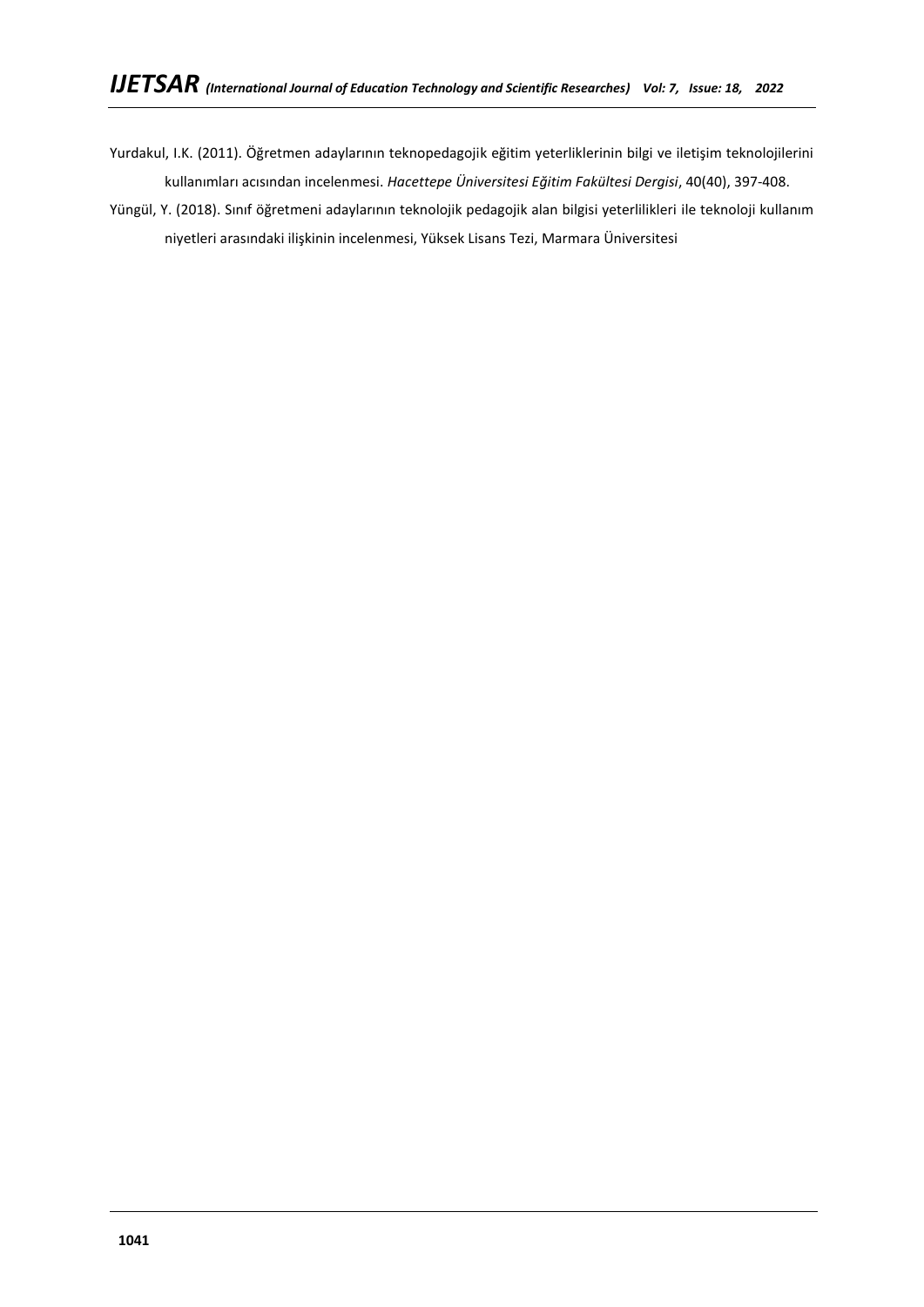Yurdakul, I.K. (2011). Öğretmen adaylarının teknopedagojik eğitim yeterliklerinin bilgi ve iletişim teknolojilerini kullanımları acısından incelenmesi. *Hacettepe Üniversitesi Eğitim Fakültesi Dergisi*, 40(40), 397-408.

Yüngül, Y. (2018). Sınıf öğretmeni adaylarının teknolojik pedagojik alan bilgisi yeterlilikleri ile teknoloji kullanım niyetleri arasındaki ilişkinin incelenmesi, Yüksek Lisans Tezi, Marmara Üniversitesi